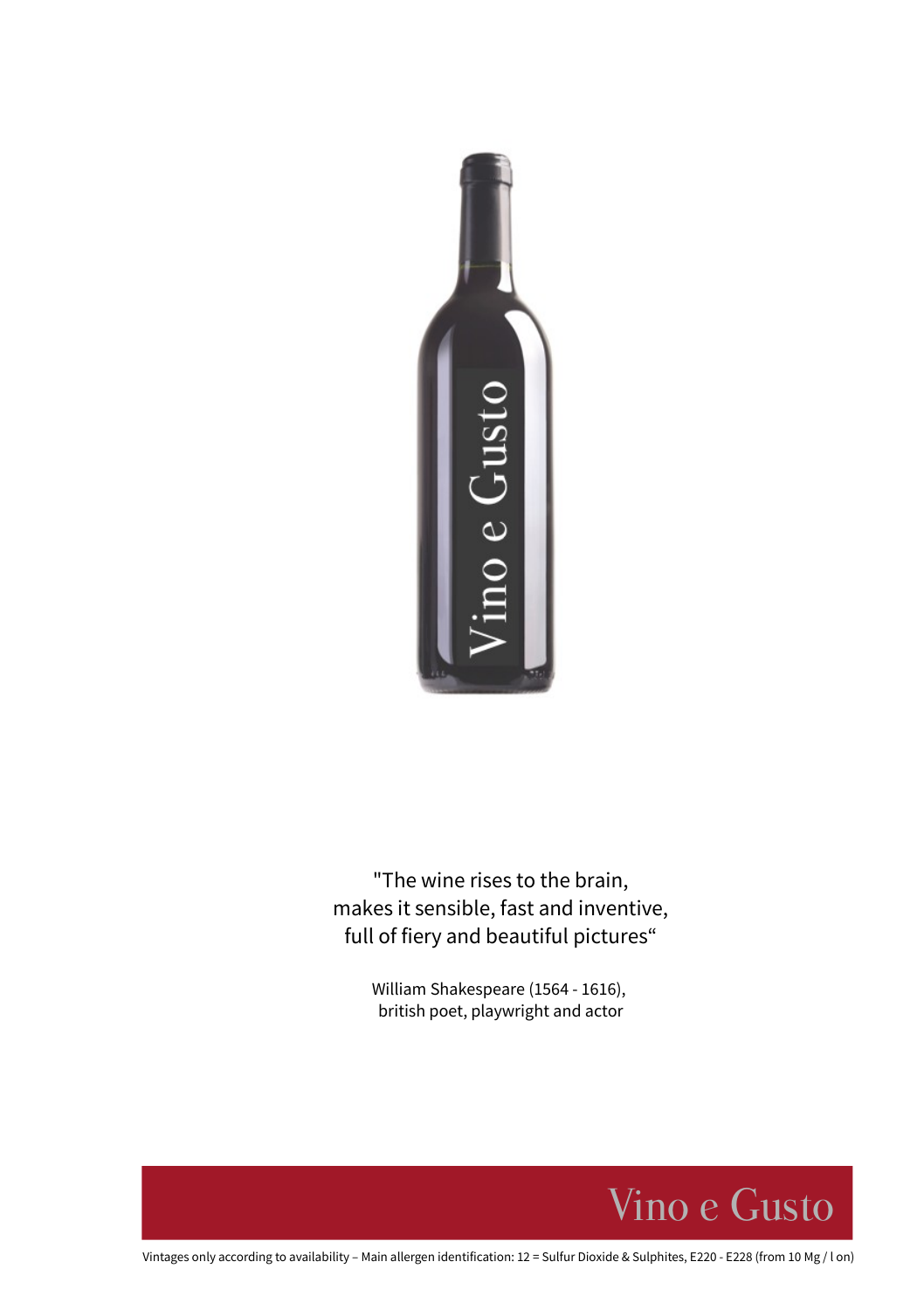"The wine rises to the brain,
makes it sensible, fast and inventive,
full of fiery and beautiful pictures"

William Shakespeare (1564 - 1616),
british poet, playwright and actor

Vino e Gusto

Vintages only according to availability – Main allergen identification: 12 = Sulfur Dioxide & Sulphites, E220 - E228 (from 10 Mg / l on)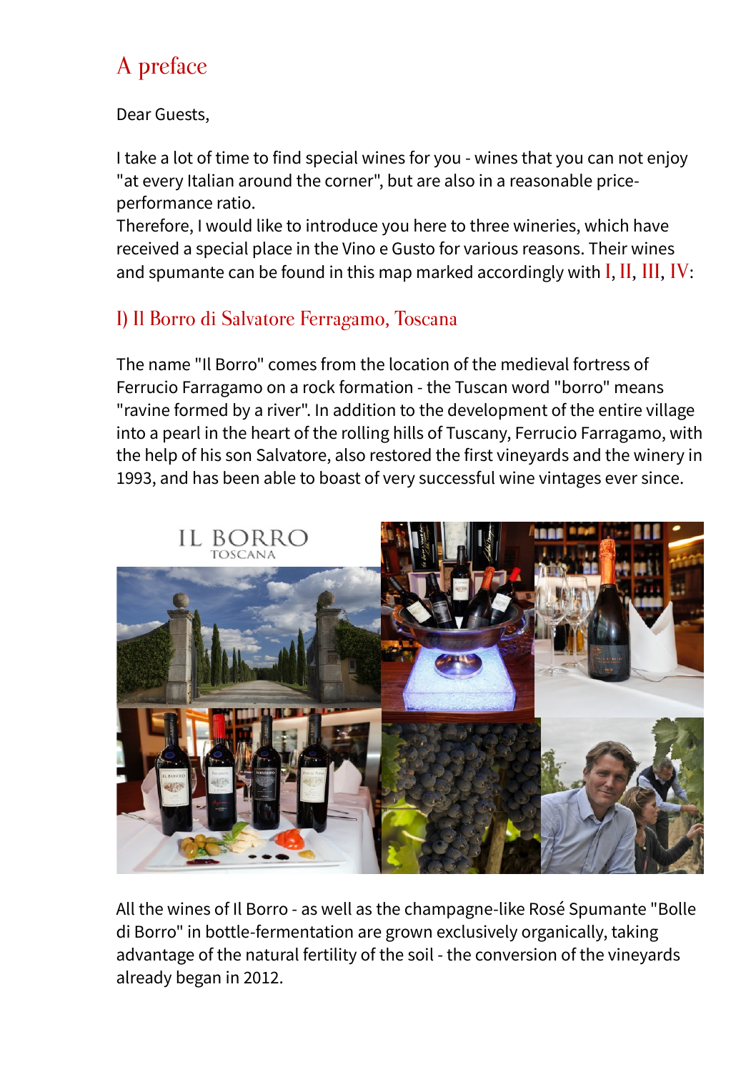# A preface

Dear Guests,

I take a lot of time to find special wines for you - wines that you can not enjoy "at every Italian around the corner", but are also in a reasonable price-performance ratio.
Therefore, I would like to introduce you here to three wineries, which have received a special place in the Vino e Gusto for various reasons. Their wines and spumante can be found in this map marked accordingly with I, II, III, IV:

## I) Il Borro di Salvatore Ferragamo, Toscana

The name "Il Borro" comes from the location of the medieval fortress of Ferrucio Farragamo on a rock formation - the Tuscan word "borro" means "ravine formed by a river". In addition to the development of the entire village into a pearl in the heart of the rolling hills of Tuscany, Ferrucio Farragamo, with the help of his son Salvatore, also restored the first vineyards and the winery in 1993, and has been able to boast of very successful wine vintages ever since.

All the wines of Il Borro - as well as the champagne-like Rosé Spumante "Bolle di Borro" in bottle-fermentation are grown exclusively organically, taking advantage of the natural fertility of the soil - the conversion of the vineyards already began in 2012.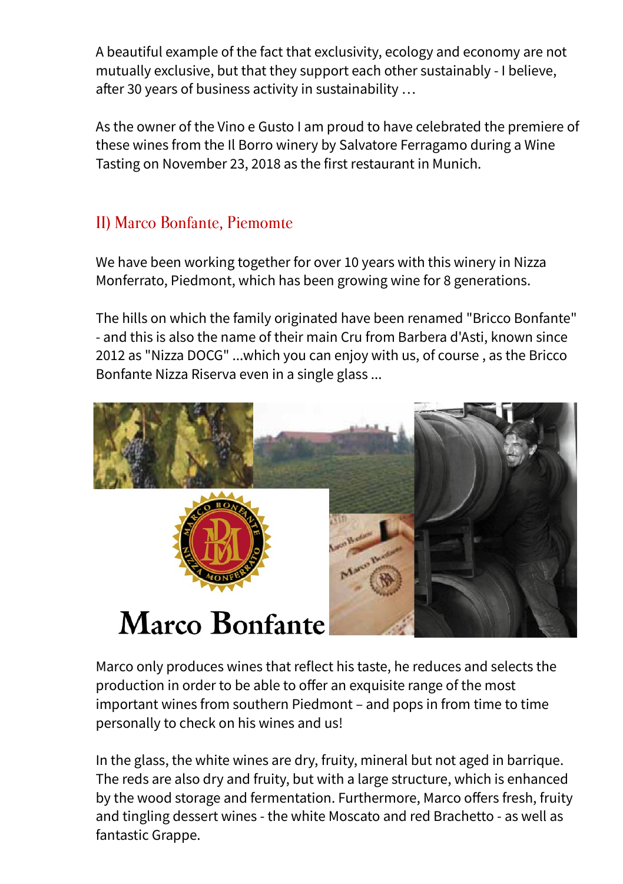A beautiful example of the fact that exclusivity, ecology and economy are not mutually exclusive, but that they support each other sustainably - I believe, after 30 years of business activity in sustainability …

As the owner of the Vino e Gusto I am proud to have celebrated the premiere of these wines from the Il Borro winery by Salvatore Ferragamo during a Wine Tasting on November 23, 2018 as the first restaurant in Munich.

## II) Marco Bonfante, Piemomte

We have been working together for over 10 years with this winery in Nizza Monferrato, Piedmont, which has been growing wine for 8 generations.

The hills on which the family originated have been renamed "Bricco Bonfante" - and this is also the name of their main Cru from Barbera d'Asti, known since 2012 as "Nizza DOCG" ...which you can enjoy with us, of course , as the Bricco Bonfante Nizza Riserva even in a single glass ...

Marco only produces wines that reflect his taste, he reduces and selects the production in order to be able to offer an exquisite range of the most important wines from southern Piedmont – and pops in from time to time personally to check on his wines and us!

In the glass, the white wines are dry, fruity, mineral but not aged in barrique. The reds are also dry and fruity, but with a large structure, which is enhanced by the wood storage and fermentation. Furthermore, Marco offers fresh, fruity and tingling dessert wines - the white Moscato and red Brachetto - as well as fantastic Grappe.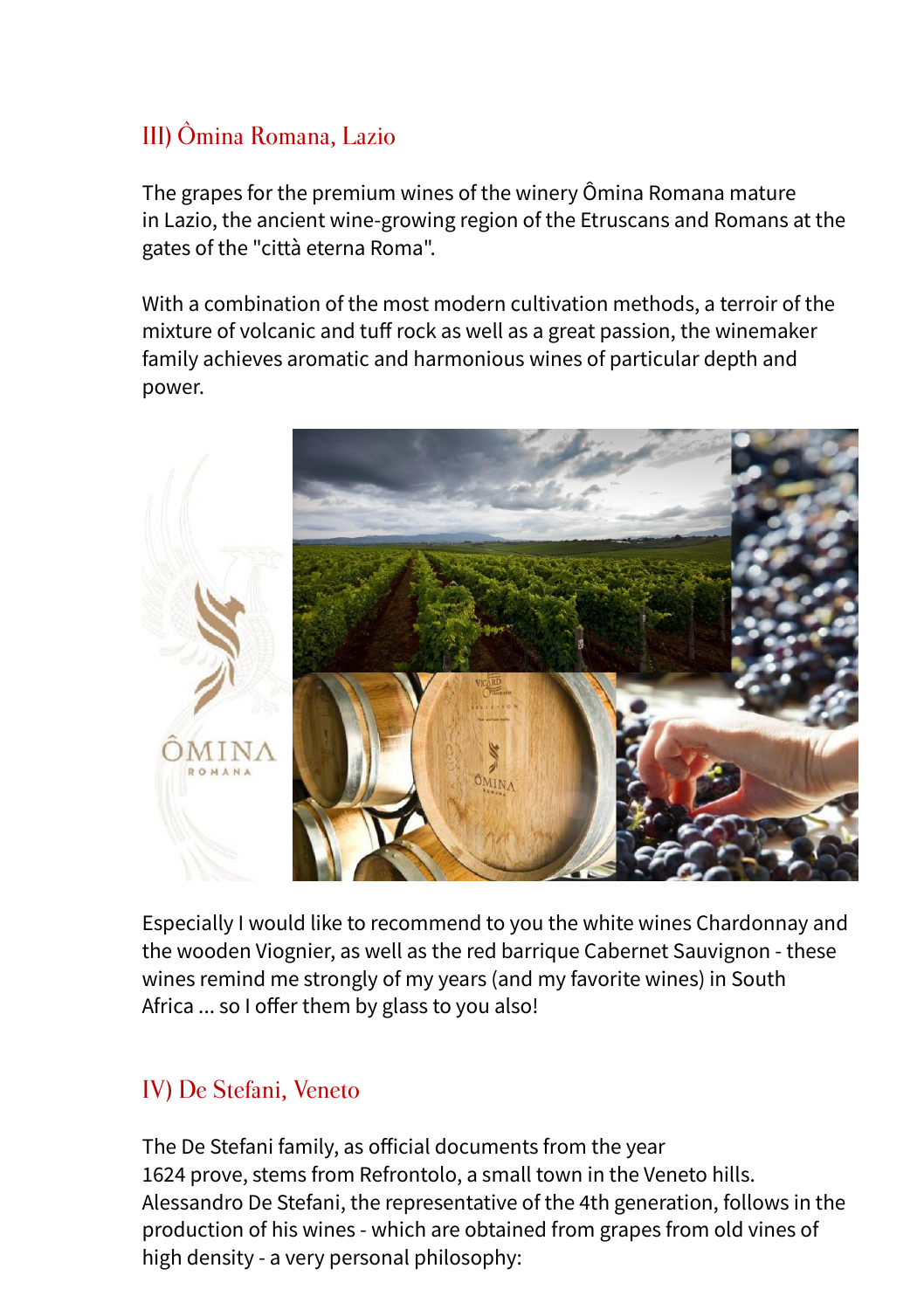## III) Ômina Romana, Lazio

The grapes for the premium wines of the winery Ômina Romana mature in Lazio, the ancient wine-growing region of the Etruscans and Romans at the gates of the "città eterna Roma".

With a combination of the most modern cultivation methods, a terroir of the mixture of volcanic and tuff rock as well as a great passion, the winemaker family achieves aromatic and harmonious wines of particular depth and power.

Especially I would like to recommend to you the white wines Chardonnay and the wooden Viognier, as well as the red barrique Cabernet Sauvignon - these wines remind me strongly of my years (and my favorite wines) in South Africa ... so I offer them by glass to you also!

## IV) De Stefani, Veneto

The De Stefani family, as official documents from the year 1624 prove, stems from Refrontolo, a small town in the Veneto hills. Alessandro De Stefani, the representative of the 4th generation, follows in the production of his wines - which are obtained from grapes from old vines of high density - a very personal philosophy: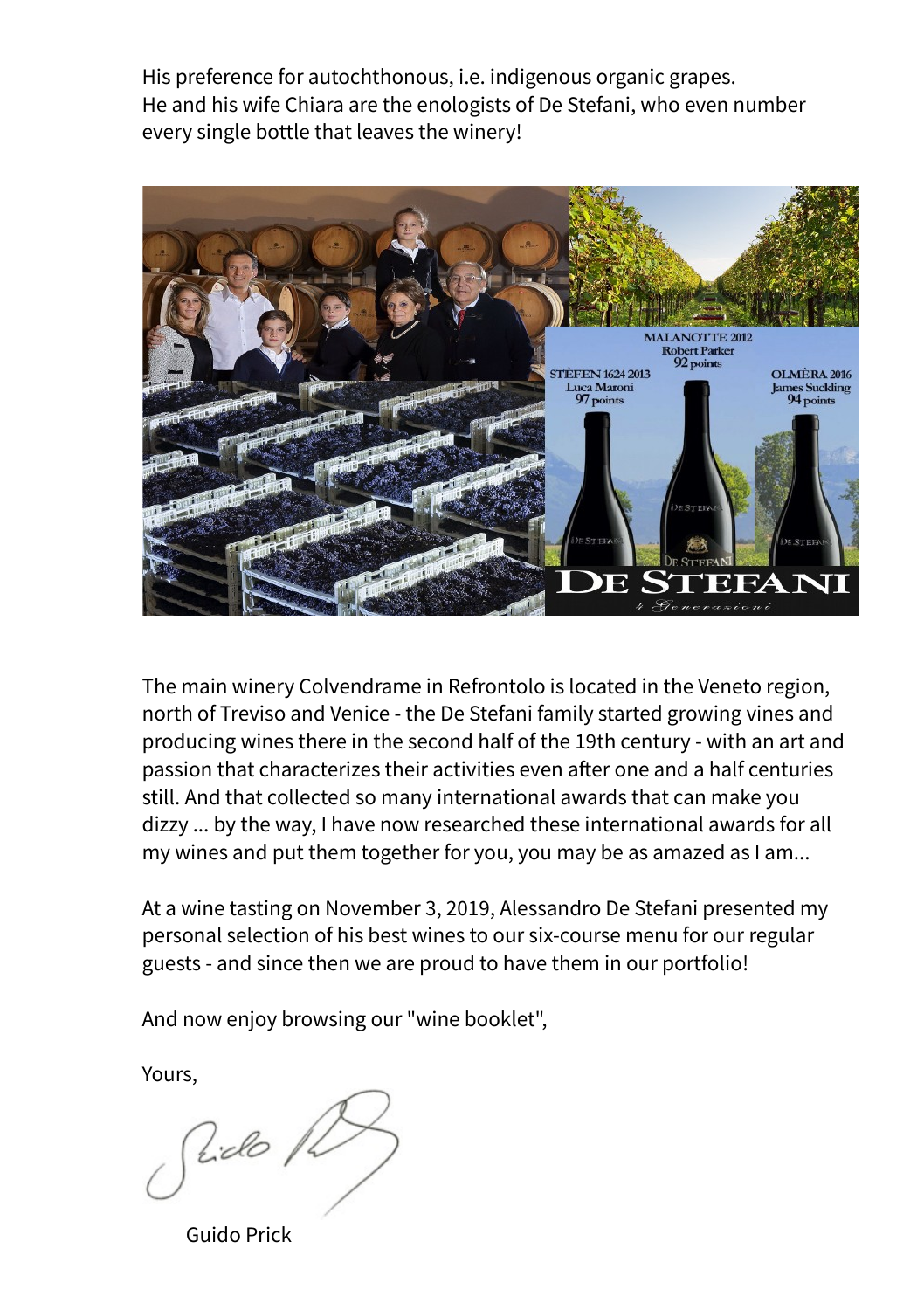His preference for autochthonous, i.e. indigenous organic grapes.
He and his wife Chiara are the enologists of De Stefani, who even number every single bottle that leaves the winery!

The main winery Colvendrame in Refrontolo is located in the Veneto region, north of Treviso and Venice - the De Stefani family started growing vines and producing wines there in the second half of the 19th century - with an art and passion that characterizes their activities even after one and a half centuries still. And that collected so many international awards that can make you dizzy ... by the way, I have now researched these international awards for all my wines and put them together for you, you may be as amazed as I am...

At a wine tasting on November 3, 2019, Alessandro De Stefani presented my personal selection of his best wines to our six-course menu for our regular guests - and since then we are proud to have them in our portfolio!

And now enjoy browsing our "wine booklet",

Yours,

Guido Prick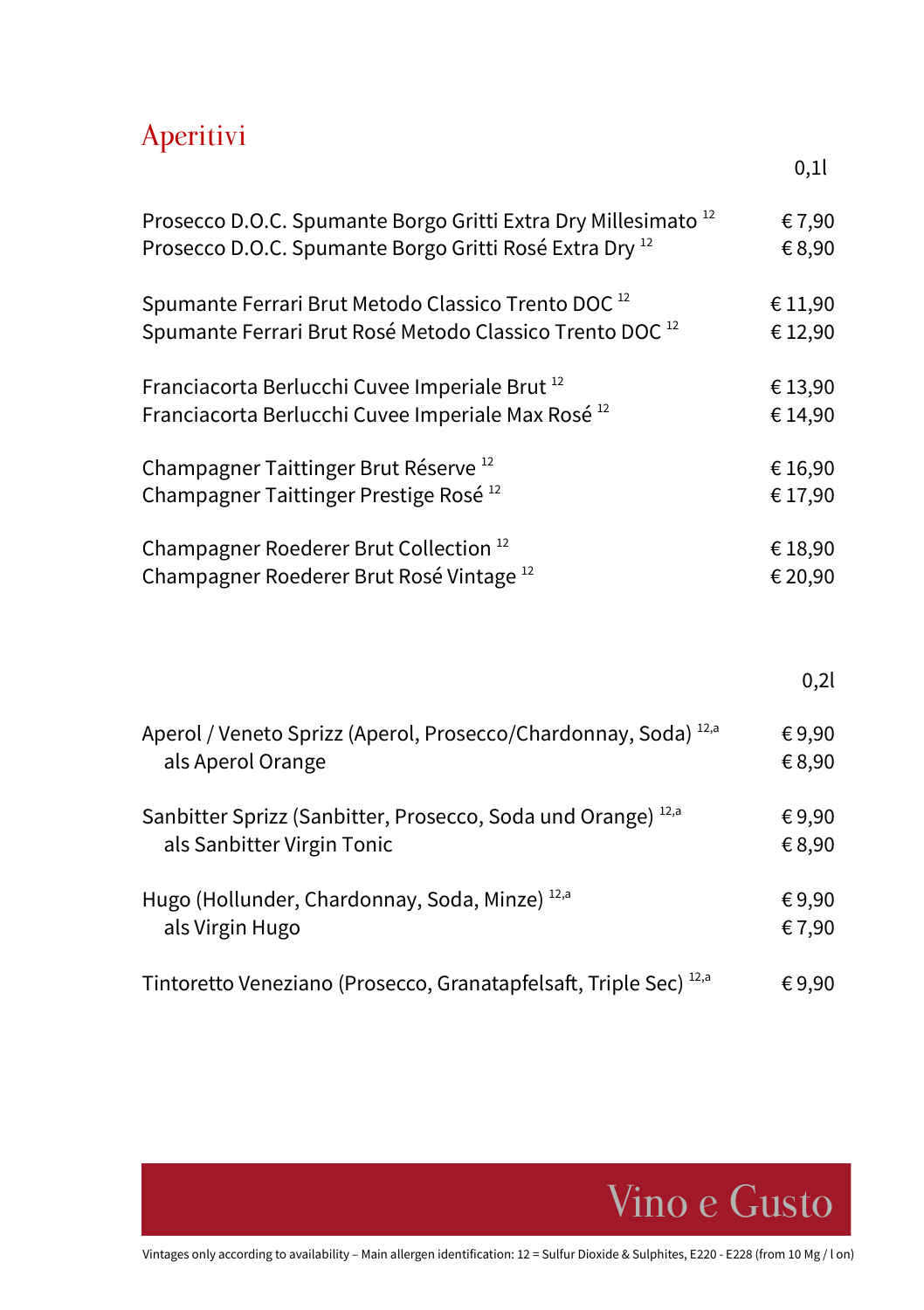# Aperitivi

| | 0,1l |
|---|---|
| Prosecco D.O.C. Spumante Borgo Gritti Extra Dry Millesimato [12] | € 7,90 |
| Prosecco D.O.C. Spumante Borgo Gritti Rosé Extra Dry [12] | € 8,90 |
| Spumante Ferrari Brut Metodo Classico Trento DOC [12] | € 11,90 |
| Spumante Ferrari Brut Rosé Metodo Classico Trento DOC [12] | € 12,90 |
| Franciacorta Berlucchi Cuvee Imperiale Brut [12] | € 13,90 |
| Franciacorta Berlucchi Cuvee Imperiale Max Rosé [12] | € 14,90 |
| Champagner Taittinger Brut Réserve [12] | € 16,90 |
| Champagner Taittinger Prestige Rosé [12] | € 17,90 |
| Champagner Roederer Brut Collection [12] | € 18,90 |
| Champagner Roederer Brut Rosé Vintage [12] | € 20,90 |

| | 0,2l |
|---|---|
| Aperol / Veneto Sprizz (Aperol, Prosecco/Chardonnay, Soda) [12,a] | € 9,90 |
| als Aperol Orange | € 8,90 |
| Sanbitter Sprizz (Sanbitter, Prosecco, Soda und Orange) [12,a] | € 9,90 |
| als Sanbitter Virgin Tonic | € 8,90 |
| Hugo (Hollunder, Chardonnay, Soda, Minze) [12,a] | € 9,90 |
| als Virgin Hugo | € 7,90 |
| Tintoretto Veneziano (Prosecco, Granatapfelsaft, Triple Sec) [12,a] | € 9,90 |

Vino e Gusto

Vintages only according to availability – Main allergen identification: 12 = Sulfur Dioxide & Sulphites, E220 - E228 (from 10 Mg / l on)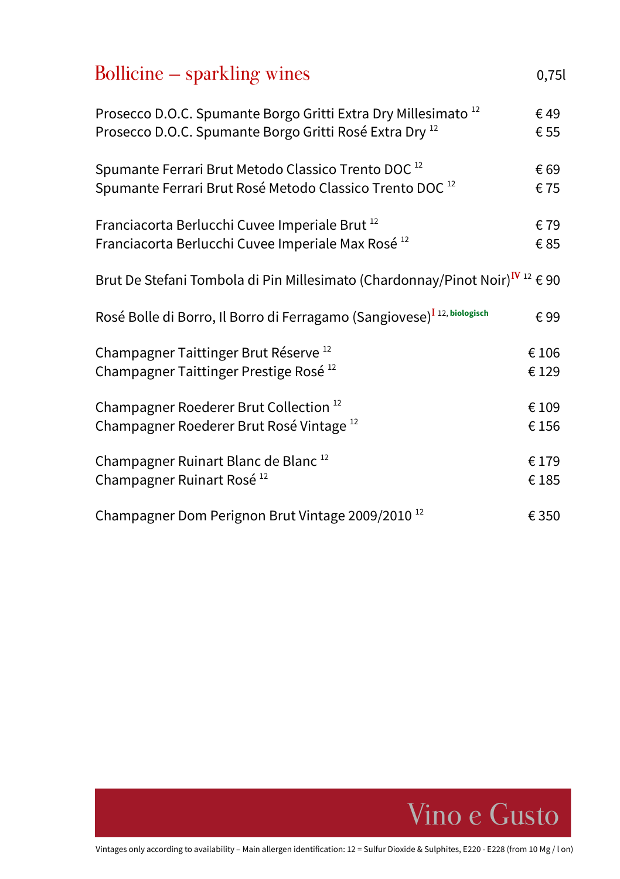# Bollicine – sparkling wines

| | 0,75l |
|---|---|
| Prosecco D.O.C. Spumante Borgo Gritti Extra Dry Millesimato [12] | € 49 |
| Prosecco D.O.C. Spumante Borgo Gritti Rosé Extra Dry [12] | € 55 |
| Spumante Ferrari Brut Metodo Classico Trento DOC [12] | € 69 |
| Spumante Ferrari Brut Rosé Metodo Classico Trento DOC [12] | € 75 |
| Franciacorta Berlucchi Cuvee Imperiale Brut [12] | € 79 |
| Franciacorta Berlucchi Cuvee Imperiale Max Rosé [12] | € 85 |
| Brut De Stefani Tombola di Pin Millesimato (Chardonnay/Pinot Noir)[IV] [12] | € 90 |
| Rosé Bolle di Borro, Il Borro di Ferragamo (Sangiovese)[I] [12, biologisch] | € 99 |
| Champagner Taittinger Brut Réserve [12] | € 106 |
| Champagner Taittinger Prestige Rosé [12] | € 129 |
| Champagner Roederer Brut Collection [12] | € 109 |
| Champagner Roederer Brut Rosé Vintage [12] | € 156 |
| Champagner Ruinart Blanc de Blanc [12] | € 179 |
| Champagner Ruinart Rosé [12] | € 185 |
| Champagner Dom Perignon Brut Vintage 2009/2010 [12] | € 350 |

Vino e Gusto

Vintages only according to availability – Main allergen identification: 12 = Sulfur Dioxide & Sulphites, E220 - E228 (from 10 Mg / l on)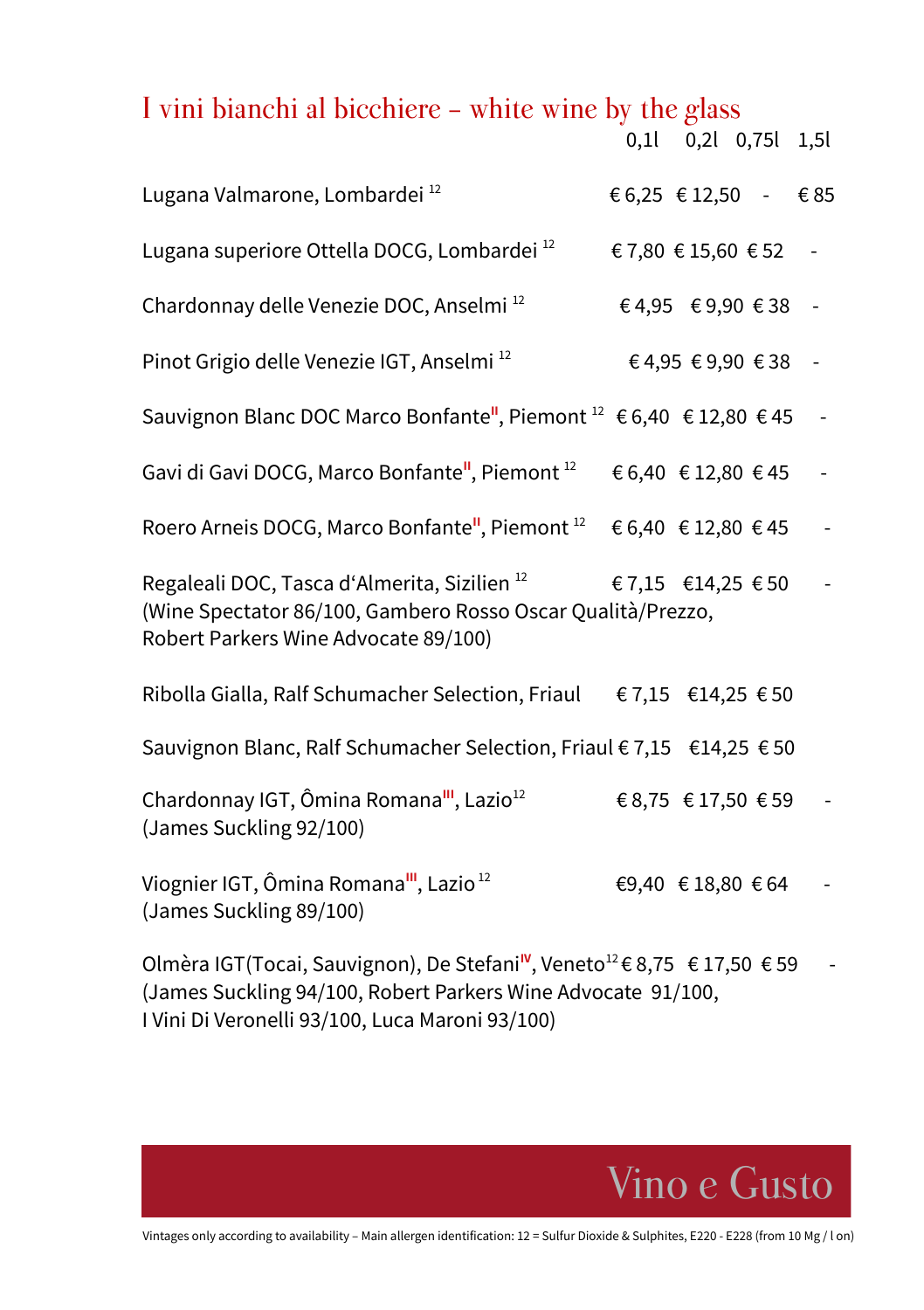# I vini bianchi al bicchiere – white wine by the glass

| | 0,1l | 0,2l | 0,75l | 1,5l |
|---|---|---|---|---|
| Lugana Valmarone, Lombardei [12] | € 6,25 | € 12,50 | - | € 85 |
| Lugana superiore Ottella DOCG, Lombardei [12] | € 7,80 | € 15,60 | € 52 | - |
| Chardonnay delle Venezie DOC, Anselmi [12] | € 4,95 | € 9,90 | € 38 | - |
| Pinot Grigio delle Venezie IGT, Anselmi [12] | € 4,95 | € 9,90 | € 38 | - |
| Sauvignon Blanc DOC Marco Bonfante[II], Piemont [12] | € 6,40 | € 12,80 | € 45 | - |
| Gavi di Gavi DOCG, Marco Bonfante[II], Piemont [12] | € 6,40 | € 12,80 | € 45 | - |
| Roero Arneis DOCG, Marco Bonfante[II], Piemont [12] | € 6,40 | € 12,80 | € 45 | - |
| Regaleali DOC, Tasca d'Almerita, Sizilien [12] (Wine Spectator 86/100, Gambero Rosso Oscar Qualità/Prezzo, Robert Parkers Wine Advocate 89/100) | € 7,15 | €14,25 | € 50 | - |
| Ribolla Gialla, Ralf Schumacher Selection, Friaul | € 7,15 | €14,25 | € 50 | |
| Sauvignon Blanc, Ralf Schumacher Selection, Friaul | € 7,15 | €14,25 | € 50 | |
| Chardonnay IGT, Ômina Romana[III], Lazio[12] (James Suckling 92/100) | € 8,75 | € 17,50 | € 59 | - |
| Viognier IGT, Ômina Romana[III], Lazio [12] (James Suckling 89/100) | €9,40 | € 18,80 | € 64 | - |
| Olmèra IGT(Tocai, Sauvignon), De Stefani[IV], Veneto[12] (James Suckling 94/100, Robert Parkers Wine Advocate 91/100, I Vini Di Veronelli 93/100, Luca Maroni 93/100) | € 8,75 | € 17,50 | € 59 | - |

Vino e Gusto

Vintages only according to availability – Main allergen identification: 12 = Sulfur Dioxide & Sulphites, E220 - E228 (from 10 Mg / l on)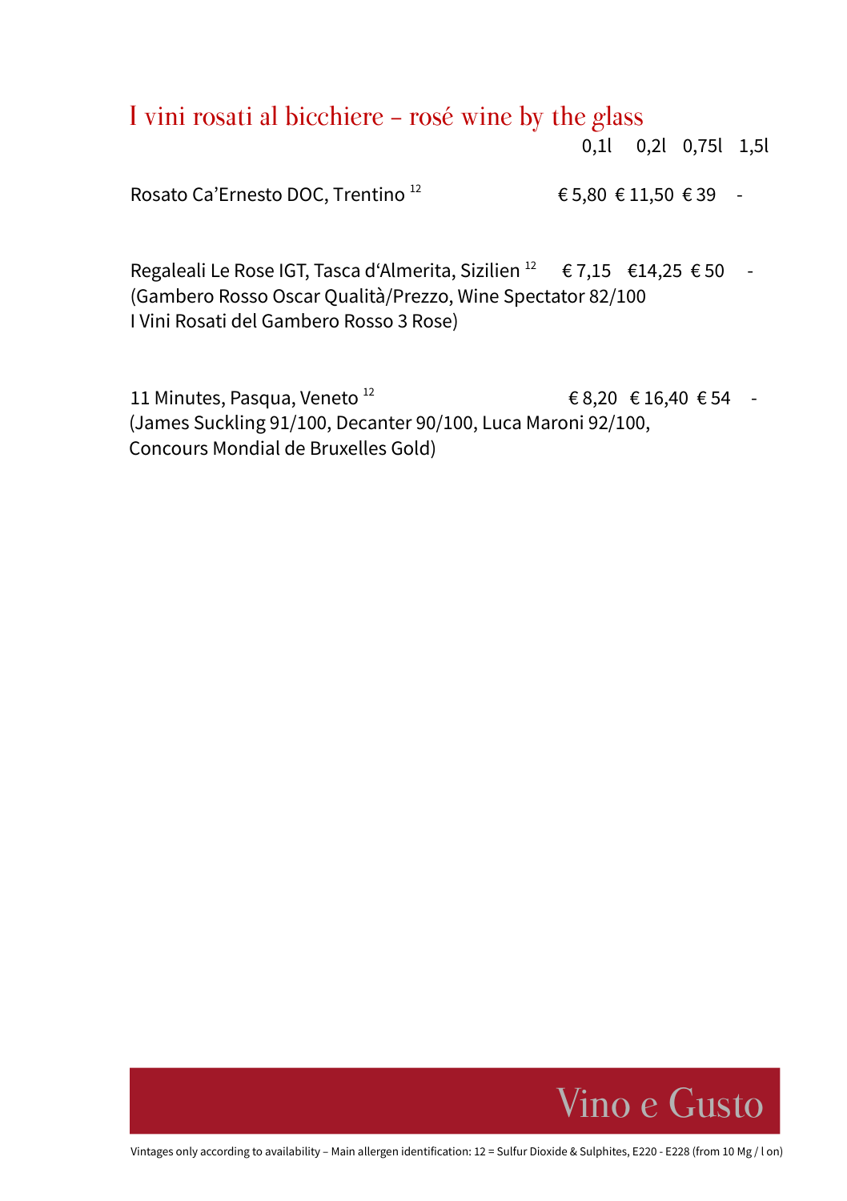# I vini rosati al bicchiere – rosé wine by the glass

| | 0,1l | 0,2l | 0,75l | 1,5l |
|---|---|---|---|---|
| Rosato Ca'Ernesto DOC, Trentino [12] | € 5,80 | € 11,50 | € 39 | - |
| Regaleali Le Rose IGT, Tasca d'Almerita, Sizilien [12] (Gambero Rosso Oscar Qualità/Prezzo, Wine Spectator 82/100 I Vini Rosati del Gambero Rosso 3 Rose) | € 7,15 | €14,25 | € 50 | - |
| 11 Minutes, Pasqua, Veneto [12] (James Suckling 91/100, Decanter 90/100, Luca Maroni 92/100, Concours Mondial de Bruxelles Gold) | € 8,20 | € 16,40 | € 54 | - |

Vino e Gusto

Vintages only according to availability – Main allergen identification: 12 = Sulfur Dioxide & Sulphites, E220 - E228 (from 10 Mg / l on)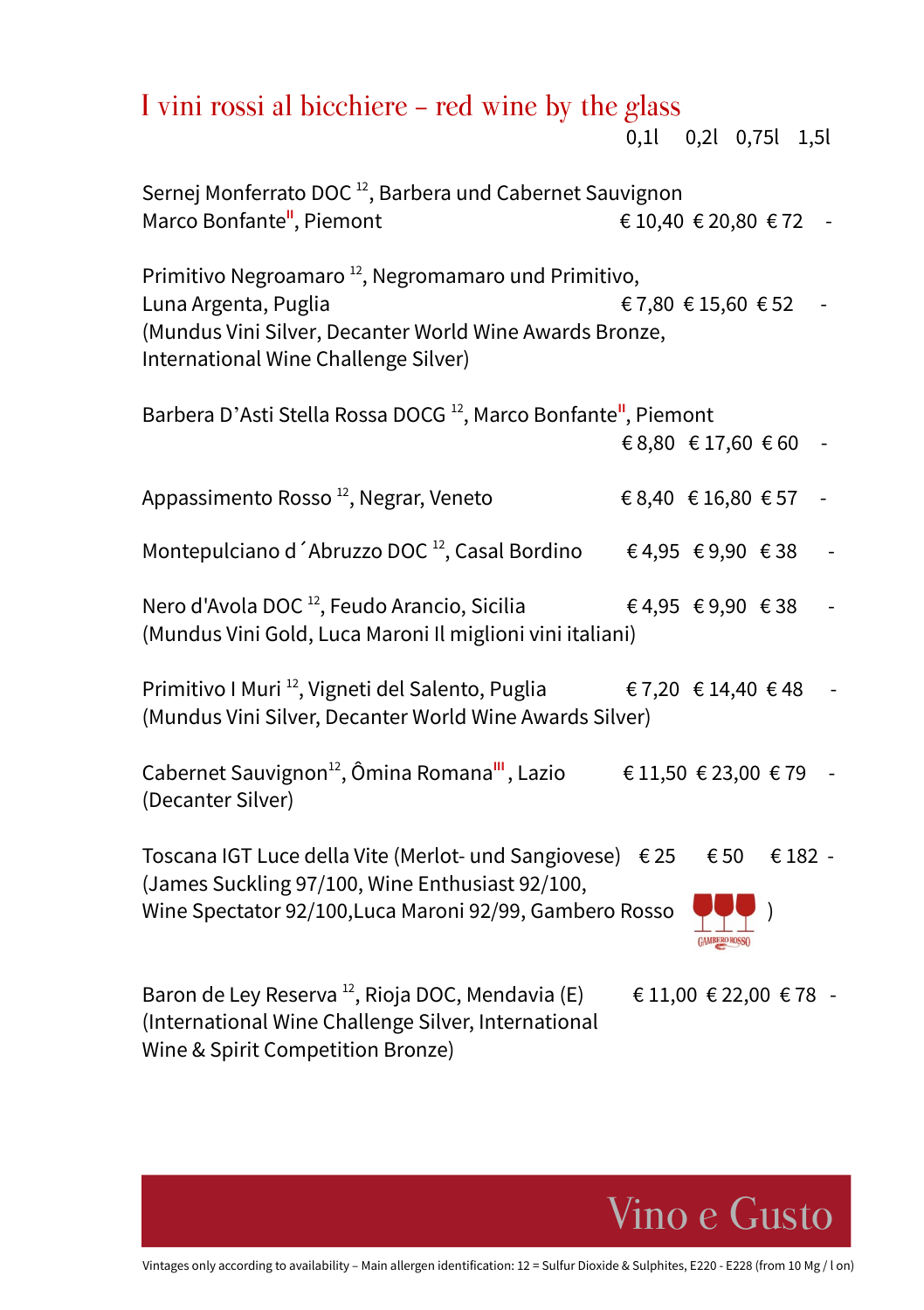# I vini rossi al bicchiere – red wine by the glass

| | 0,1l | 0,2l | 0,75l | 1,5l |
|---|---|---|---|---|
| Sernej Monferrato DOC [12], Barbera und Cabernet Sauvignon Marco Bonfante'', Piemont | € 10,40 | € 20,80 | € 72 | - |
| Primitivo Negroamaro [12], Negromamaro und Primitivo, Luna Argenta, Puglia (Mundus Vini Silver, Decanter World Wine Awards Bronze, International Wine Challenge Silver) | € 7,80 | € 15,60 | € 52 | - |
| Barbera D'Asti Stella Rossa DOCG [12], Marco Bonfante'', Piemont | € 8,80 | € 17,60 | € 60 | - |
| Appassimento Rosso [12], Negrar, Veneto | € 8,40 | € 16,80 | € 57 | - |
| Montepulciano d´Abruzzo DOC [12], Casal Bordino | € 4,95 | € 9,90 | € 38 | - |
| Nero d'Avola DOC [12], Feudo Arancio, Sicilia (Mundus Vini Gold, Luca Maroni Il miglioni vini italiani) | € 4,95 | € 9,90 | € 38 | - |
| Primitivo I Muri [12], Vigneti del Salento, Puglia (Mundus Vini Silver, Decanter World Wine Awards Silver) | € 7,20 | € 14,40 | € 48 | - |
| Cabernet Sauvignon[12], Ômina Romana''', Lazio (Decanter Silver) | € 11,50 | € 23,00 | € 79 | - |
| Toscana IGT Luce della Vite (Merlot- und Sangiovese) (James Suckling 97/100, Wine Enthusiast 92/100, Wine Spectator 92/100, Luca Maroni 92/99, Gambero Rosso ) | € 25 | € 50 | € 182 | - |
| Baron de Ley Reserva [12], Rioja DOC, Mendavia (E) (International Wine Challenge Silver, International Wine & Spirit Competition Bronze) | € 11,00 | € 22,00 | € 78 | - |

Vino e Gusto

Vintages only according to availability – Main allergen identification: 12 = Sulfur Dioxide & Sulphites, E220 - E228 (from 10 Mg / l on)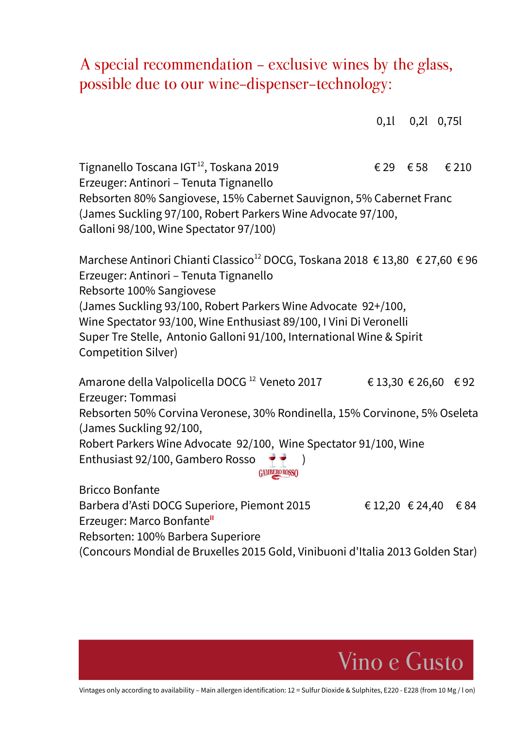## A special recommendation – exclusive wines by the glass, possible due to our wine-dispenser-technology:

| | 0,1l | 0,2l | 0,75l |
|---|---|---|---|
| Tignanello Toscana IGT[12], Toskana 2019 | € 29 | € 58 | € 210 |
| Marchese Antinori Chianti Classico[12] DOCG, Toskana 2018 | € 13,80 | € 27,60 | € 96 |
| Amarone della Valpolicella DOCG [12] Veneto 2017 | € 13,30 | € 26,60 | € 92 |
| Bricco Bonfante Barbera d'Asti DOCG Superiore, Piemont 2015 | € 12,20 | € 24,40 | € 84 |

Tignanello Toscana IGT[12], Toskana 2019 — € 29 / € 58 / € 210
Erzeuger: Antinori – Tenuta Tignanello
Rebsorten 80% Sangiovese, 15% Cabernet Sauvignon, 5% Cabernet Franc
(James Suckling 97/100, Robert Parkers Wine Advocate 97/100,
Galloni 98/100, Wine Spectator 97/100)

Marchese Antinori Chianti Classico[12] DOCG, Toskana 2018 — € 13,80 / € 27,60 / € 96
Erzeuger: Antinori – Tenuta Tignanello
Rebsorte 100% Sangiovese
(James Suckling 93/100, Robert Parkers Wine Advocate 92+/100,
Wine Spectator 93/100, Wine Enthusiast 89/100, I Vini Di Veronelli
Super Tre Stelle, Antonio Galloni 91/100, International Wine & Spirit
Competition Silver)

Amarone della Valpolicella DOCG [12] Veneto 2017 — € 13,30 / € 26,60 / € 92
Erzeuger: Tommasi
Rebsorten 50% Corvina Veronese, 30% Rondinella, 15% Corvinone, 5% Oseleta
(James Suckling 92/100,
Robert Parkers Wine Advocate 92/100, Wine Spectator 91/100, Wine
Enthusiast 92/100, Gambero Rosso 🍷🍷 GAMBERO ROSSO)

Bricco Bonfante
Barbera d'Asti DOCG Superiore, Piemont 2015 — € 12,20 / € 24,40 / € 84
Erzeuger: Marco Bonfante[ll]
Rebsorten: 100% Barbera Superiore
(Concours Mondial de Bruxelles 2015 Gold, Vinibuoni d'Italia 2013 Golden Star)

Vino e Gusto

Vintages only according to availability – Main allergen identification: 12 = Sulfur Dioxide & Sulphites, E220 - E228 (from 10 Mg / l on)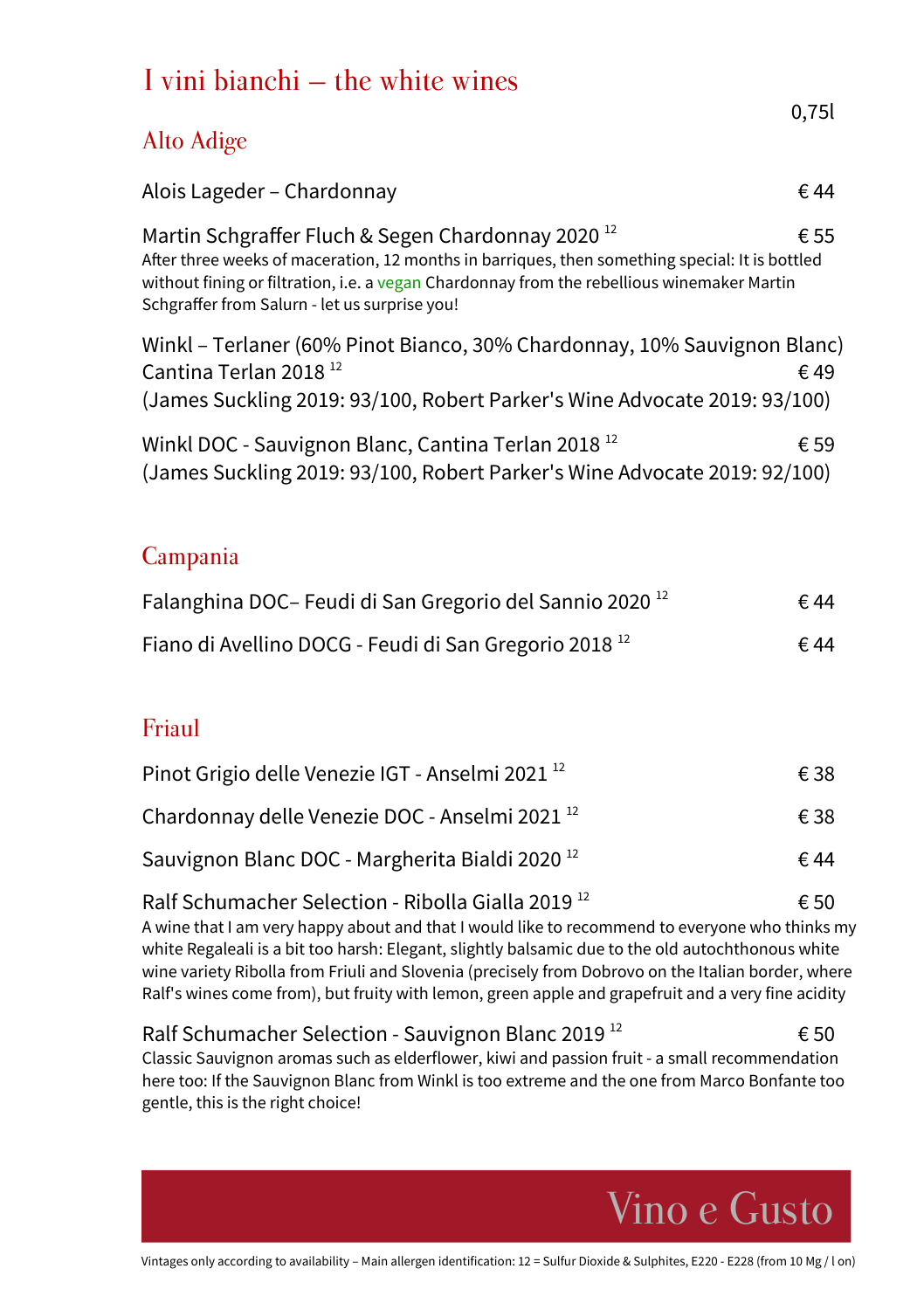# I vini bianchi – the white wines

0,75l

## Alto Adige

Alois Lageder – Chardonnay € 44

Martin Schgraffer Fluch & Segen Chardonnay 2020 [12] € 55
After three weeks of maceration, 12 months in barriques, then something special: It is bottled without fining or filtration, i.e. a vegan Chardonnay from the rebellious winemaker Martin Schgraffer from Salurn - let us surprise you!

Winkl – Terlaner (60% Pinot Bianco, 30% Chardonnay, 10% Sauvignon Blanc)
Cantina Terlan 2018 [12] € 49
(James Suckling 2019: 93/100, Robert Parker's Wine Advocate 2019: 93/100)

Winkl DOC - Sauvignon Blanc, Cantina Terlan 2018 [12] € 59
(James Suckling 2019: 93/100, Robert Parker's Wine Advocate 2019: 92/100)

## Campania

Falanghina DOC– Feudi di San Gregorio del Sannio 2020 [12] € 44

Fiano di Avellino DOCG - Feudi di San Gregorio 2018 [12] € 44

## Friaul

Pinot Grigio delle Venezie IGT - Anselmi 2021 [12] € 38

Chardonnay delle Venezie DOC - Anselmi 2021 [12] € 38

Sauvignon Blanc DOC - Margherita Bialdi 2020 [12] € 44

Ralf Schumacher Selection - Ribolla Gialla 2019 [12] € 50
A wine that I am very happy about and that I would like to recommend to everyone who thinks my white Regaleali is a bit too harsh: Elegant, slightly balsamic due to the old autochthonous white wine variety Ribolla from Friuli and Slovenia (precisely from Dobrovo on the Italian border, where Ralf's wines come from), but fruity with lemon, green apple and grapefruit and a very fine acidity

Ralf Schumacher Selection - Sauvignon Blanc 2019 [12] € 50
Classic Sauvignon aromas such as elderflower, kiwi and passion fruit - a small recommendation here too: If the Sauvignon Blanc from Winkl is too extreme and the one from Marco Bonfante too gentle, this is the right choice!

Vino e Gusto

Vintages only according to availability – Main allergen identification: 12 = Sulfur Dioxide & Sulphites, E220 - E228 (from 10 Mg / l on)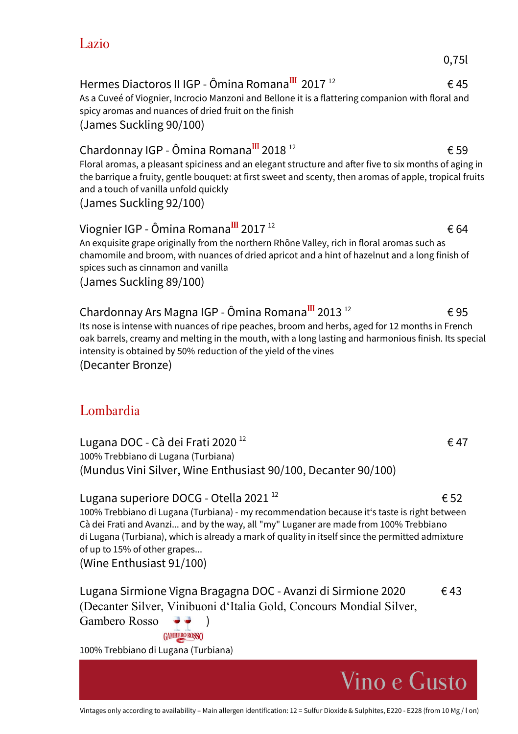## Lazio

0,75l

Hermes Diactoros II IGP - Ômina Romana[III] 2017 [12] € 45

As a Cuveé of Viognier, Incrocio Manzoni and Bellone it is a flattering companion with floral and spicy aromas and nuances of dried fruit on the finish

(James Suckling 90/100)

Chardonnay IGP - Ômina Romana[III] 2018 [12] € 59

Floral aromas, a pleasant spiciness and an elegant structure and after five to six months of aging in the barrique a fruity, gentle bouquet: at first sweet and scenty, then aromas of apple, tropical fruits and a touch of vanilla unfold quickly

(James Suckling 92/100)

Viognier IGP - Ômina Romana[III] 2017 [12] € 64

An exquisite grape originally from the northern Rhône Valley, rich in floral aromas such as chamomile and broom, with nuances of dried apricot and a hint of hazelnut and a long finish of spices such as cinnamon and vanilla

(James Suckling 89/100)

Chardonnay Ars Magna IGP - Ômina Romana[III] 2013 [12] € 95

Its nose is intense with nuances of ripe peaches, broom and herbs, aged for 12 months in French oak barrels, creamy and melting in the mouth, with a long lasting and harmonious finish. Its special intensity is obtained by 50% reduction of the yield of the vines

(Decanter Bronze)

## Lombardia

Lugana DOC - Cà dei Frati 2020 [12] € 47

100% Trebbiano di Lugana (Turbiana)

(Mundus Vini Silver, Wine Enthusiast 90/100, Decanter 90/100)

Lugana superiore DOCG - Otella 2021 [12] € 52

100% Trebbiano di Lugana (Turbiana) - my recommendation because it's taste is right between Cà dei Frati and Avanzi... and by the way, all "my" Luganer are made from 100% Trebbiano di Lugana (Turbiana), which is already a mark of quality in itself since the permitted admixture of up to 15% of other grapes...

(Wine Enthusiast 91/100)

Lugana Sirmione Vigna Bragagna DOC - Avanzi di Sirmione 2020 € 43

(Decanter Silver, Vinibuoni d'Italia Gold, Concours Mondial Silver, Gambero Rosso 🍷🍷)

100% Trebbiano di Lugana (Turbiana)

Vino e Gusto

Vintages only according to availability – Main allergen identification: 12 = Sulfur Dioxide & Sulphites, E220 - E228 (from 10 Mg / l on)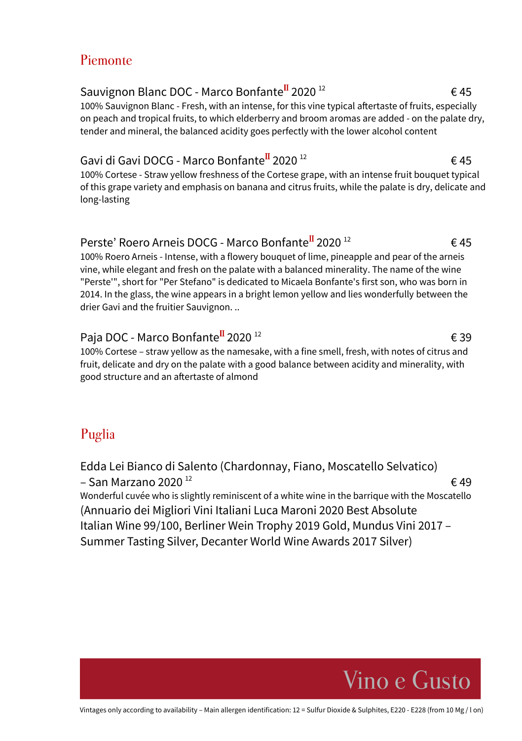## Piemonte

Sauvignon Blanc DOC - Marco Bonfante[II] 2020 [12] € 45

100% Sauvignon Blanc - Fresh, with an intense, for this vine typical aftertaste of fruits, especially on peach and tropical fruits, to which elderberry and broom aromas are added - on the palate dry, tender and mineral, the balanced acidity goes perfectly with the lower alcohol content

Gavi di Gavi DOCG - Marco Bonfante[II] 2020 [12] € 45

100% Cortese - Straw yellow freshness of the Cortese grape, with an intense fruit bouquet typical of this grape variety and emphasis on banana and citrus fruits, while the palate is dry, delicate and long-lasting

Perste' Roero Arneis DOCG - Marco Bonfante[II] 2020 [12] € 45

100% Roero Arneis - Intense, with a flowery bouquet of lime, pineapple and pear of the arneis vine, while elegant and fresh on the palate with a balanced minerality. The name of the wine "Perste'", short for "Per Stefano" is dedicated to Micaela Bonfante's first son, who was born in 2014. In the glass, the wine appears in a bright lemon yellow and lies wonderfully between the drier Gavi and the fruitier Sauvignon. ..

Paja DOC - Marco Bonfante[II] 2020 [12] € 39

100% Cortese – straw yellow as the namesake, with a fine smell, fresh, with notes of citrus and fruit, delicate and dry on the palate with a good balance between acidity and minerality, with good structure and an aftertaste of almond

## Puglia

Edda Lei Bianco di Salento (Chardonnay, Fiano, Moscatello Selvatico) – San Marzano 2020 [12] € 49

Wonderful cuvée who is slightly reminiscent of a white wine in the barrique with the Moscatello (Annuario dei Migliori Vini Italiani Luca Maroni 2020 Best Absolute Italian Wine 99/100, Berliner Wein Trophy 2019 Gold, Mundus Vini 2017 – Summer Tasting Silver, Decanter World Wine Awards 2017 Silver)

Vino e Gusto

Vintages only according to availability – Main allergen identification: 12 = Sulfur Dioxide & Sulphites, E220 - E228 (from 10 Mg / l on)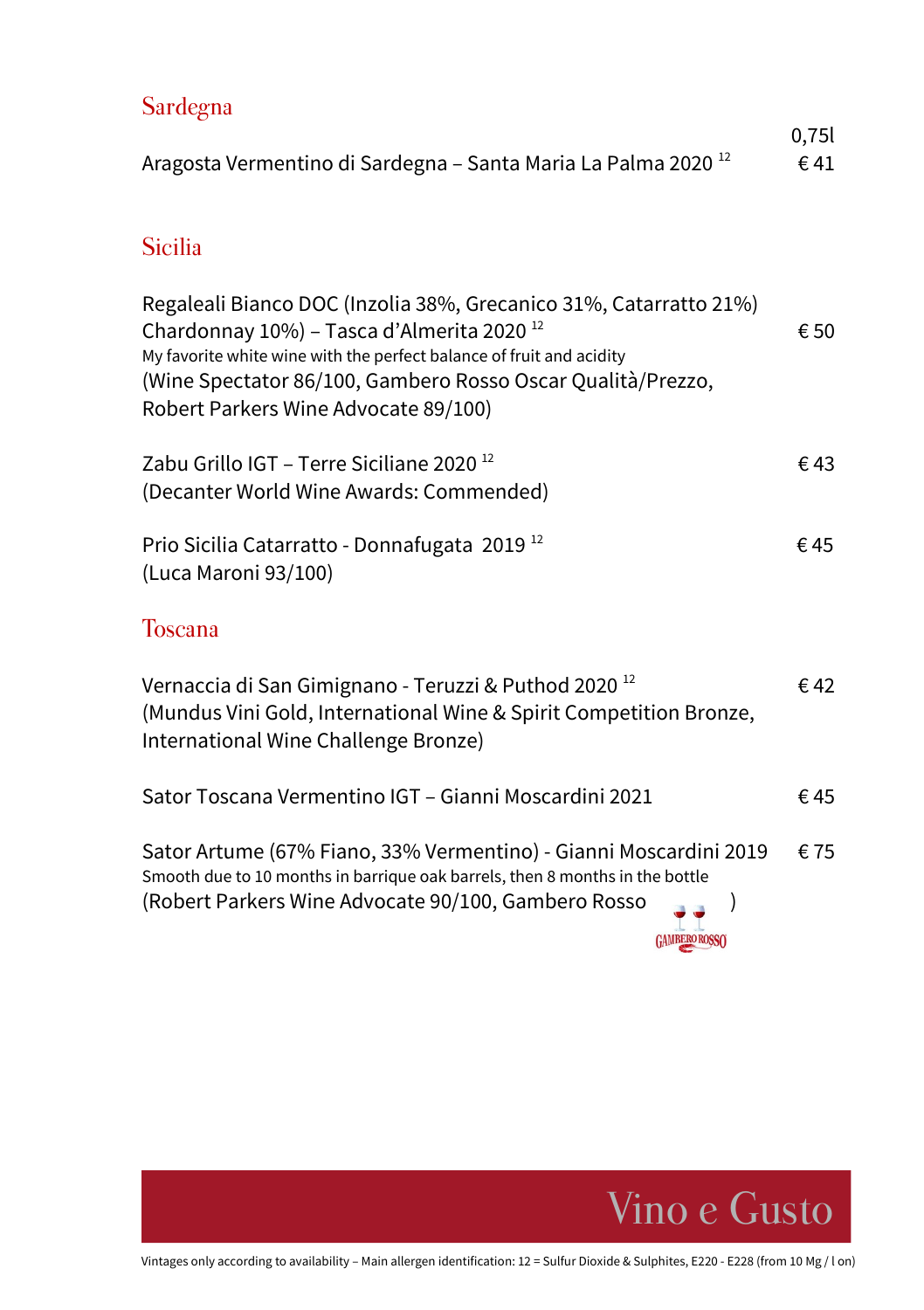## Sardegna

| | 0,75l |
|---|---|
| Aragosta Vermentino di Sardegna – Santa Maria La Palma 2020 [12] | € 41 |

## Sicilia

Regaleali Bianco DOC (Inzolia 38%, Grecanico 31%, Catarratto 21%) Chardonnay 10%) – Tasca d'Almerita 2020 [12] — € 50
My favorite white wine with the perfect balance of fruit and acidity
(Wine Spectator 86/100, Gambero Rosso Oscar Qualità/Prezzo, Robert Parkers Wine Advocate 89/100)

Zabu Grillo IGT – Terre Siciliane 2020 [12] — € 43
(Decanter World Wine Awards: Commended)

Prio Sicilia Catarratto - Donnafugata 2019 [12] — € 45
(Luca Maroni 93/100)

## Toscana

Vernaccia di San Gimignano - Teruzzi & Puthod 2020 [12] — € 42
(Mundus Vini Gold, International Wine & Spirit Competition Bronze, International Wine Challenge Bronze)

Sator Toscana Vermentino IGT – Gianni Moscardini 2021 — € 45

Sator Artume (67% Fiano, 33% Vermentino) - Gianni Moscardini 2019 — € 75
Smooth due to 10 months in barrique oak barrels, then 8 months in the bottle
(Robert Parkers Wine Advocate 90/100, Gambero Rosso GAMBERO ROSSO)

Vino e Gusto

Vintages only according to availability – Main allergen identification: 12 = Sulfur Dioxide & Sulphites, E220 - E228 (from 10 Mg / l on)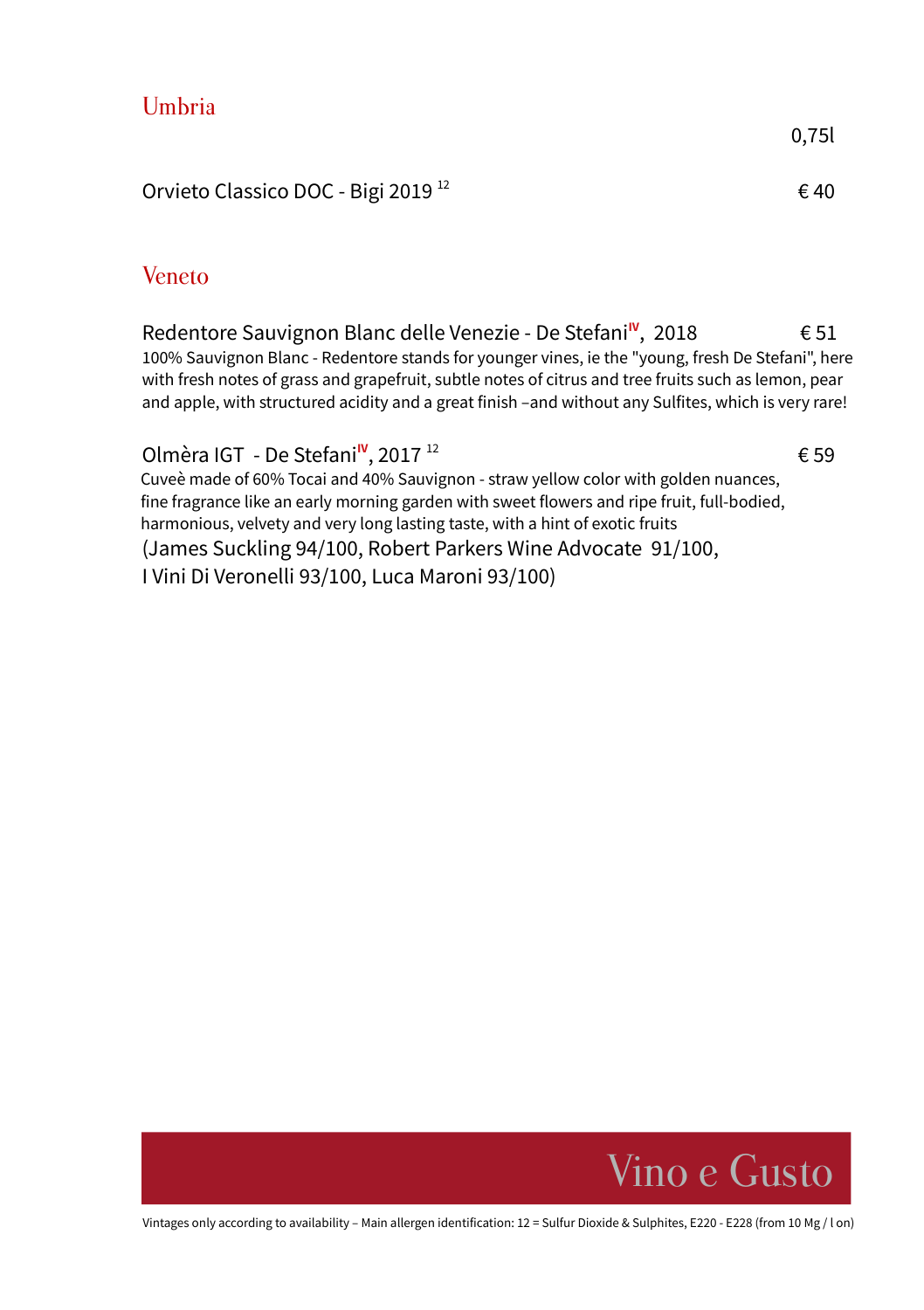## Umbria

0,75l

Orvieto Classico DOC - Bigi 2019 [12] € 40

## Veneto

Redentore Sauvignon Blanc delle Venezie - De Stefani[IV], 2018 € 51

100% Sauvignon Blanc - Redentore stands for younger vines, ie the "young, fresh De Stefani", here with fresh notes of grass and grapefruit, subtle notes of citrus and tree fruits such as lemon, pear and apple, with structured acidity and a great finish –and without any Sulfites, which is very rare!

Olmèra IGT - De Stefani[IV], 2017 [12] € 59

Cuveè made of 60% Tocai and 40% Sauvignon - straw yellow color with golden nuances, fine fragrance like an early morning garden with sweet flowers and ripe fruit, full-bodied, harmonious, velvety and very long lasting taste, with a hint of exotic fruits

(James Suckling 94/100, Robert Parkers Wine Advocate 91/100,
I Vini Di Veronelli 93/100, Luca Maroni 93/100)

Vino e Gusto

Vintages only according to availability – Main allergen identification: 12 = Sulfur Dioxide & Sulphites, E220 - E228 (from 10 Mg / l on)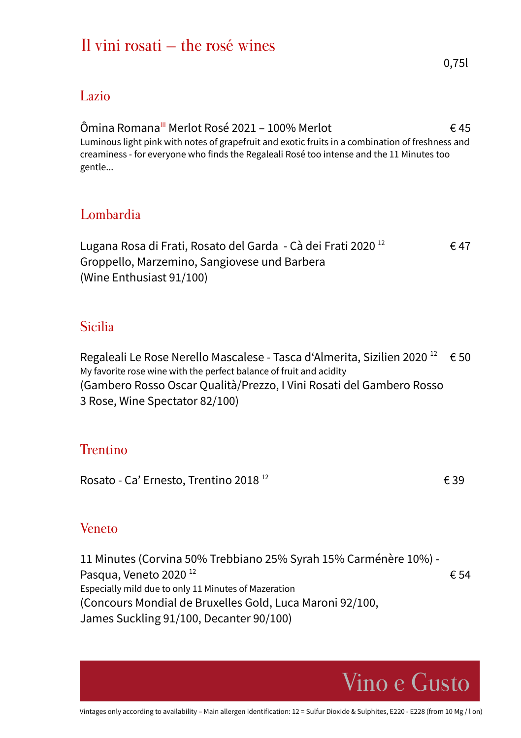# Il vini rosati – the rosé wines

0,75l

## Lazio

Ômina Romana[III] Merlot Rosé 2021 – 100% Merlot € 45

Luminous light pink with notes of grapefruit and exotic fruits in a combination of freshness and creaminess - for everyone who finds the Regaleali Rosé too intense and the 11 Minutes too gentle...

## Lombardia

Lugana Rosa di Frati, Rosato del Garda - Cà dei Frati 2020 [12] € 47

Groppello, Marzemino, Sangiovese und Barbera

(Wine Enthusiast 91/100)

## Sicilia

Regaleali Le Rose Nerello Mascalese - Tasca d'Almerita, Sizilien 2020 [12] € 50

My favorite rose wine with the perfect balance of fruit and acidity

(Gambero Rosso Oscar Qualità/Prezzo, I Vini Rosati del Gambero Rosso 3 Rose, Wine Spectator 82/100)

## Trentino

Rosato - Ca' Ernesto, Trentino 2018 [12] € 39

## Veneto

11 Minutes (Corvina 50% Trebbiano 25% Syrah 15% Carménère 10%) - Pasqua, Veneto 2020 [12] € 54

Especially mild due to only 11 Minutes of Mazeration

(Concours Mondial de Bruxelles Gold, Luca Maroni 92/100, James Suckling 91/100, Decanter 90/100)

Vino e Gusto

Vintages only according to availability – Main allergen identification: 12 = Sulfur Dioxide & Sulphites, E220 - E228 (from 10 Mg / l on)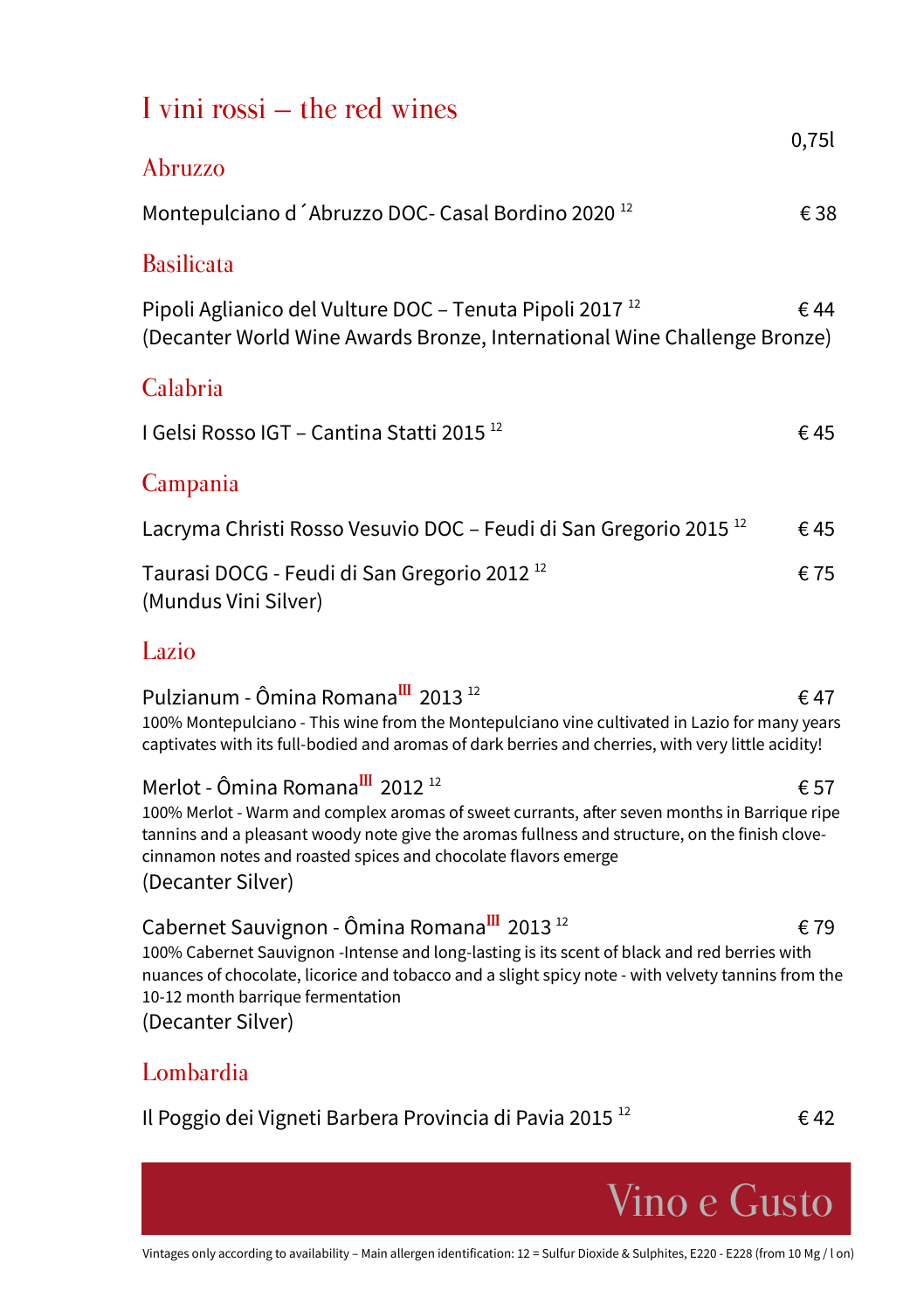# I vini rossi – the red wines

0,75l

## Abruzzo

Montepulciano d´Abruzzo DOC- Casal Bordino 2020 [12] € 38

## Basilicata

Pipoli Aglianico del Vulture DOC – Tenuta Pipoli 2017 [12] € 44
(Decanter World Wine Awards Bronze, International Wine Challenge Bronze)

## Calabria

I Gelsi Rosso IGT – Cantina Statti 2015 [12] € 45

## Campania

Lacryma Christi Rosso Vesuvio DOC – Feudi di San Gregorio 2015 [12] € 45

Taurasi DOCG - Feudi di San Gregorio 2012 [12] € 75
(Mundus Vini Silver)

## Lazio

Pulzianum - Ômina Romana[III] 2013 [12] € 47
100% Montepulciano - This wine from the Montepulciano vine cultivated in Lazio for many years captivates with its full-bodied and aromas of dark berries and cherries, with very little acidity!

Merlot - Ômina Romana[III] 2012 [12] € 57
100% Merlot - Warm and complex aromas of sweet currants, after seven months in Barrique ripe tannins and a pleasant woody note give the aromas fullness and structure, on the finish clove-cinnamon notes and roasted spices and chocolate flavors emerge
(Decanter Silver)

Cabernet Sauvignon - Ômina Romana[III] 2013 [12] € 79
100% Cabernet Sauvignon -Intense and long-lasting is its scent of black and red berries with nuances of chocolate, licorice and tobacco and a slight spicy note - with velvety tannins from the 10-12 month barrique fermentation
(Decanter Silver)

## Lombardia

Il Poggio dei Vigneti Barbera Provincia di Pavia 2015 [12] € 42

Vino e Gusto

Vintages only according to availability – Main allergen identification: 12 = Sulfur Dioxide & Sulphites, E220 - E228 (from 10 Mg / l on)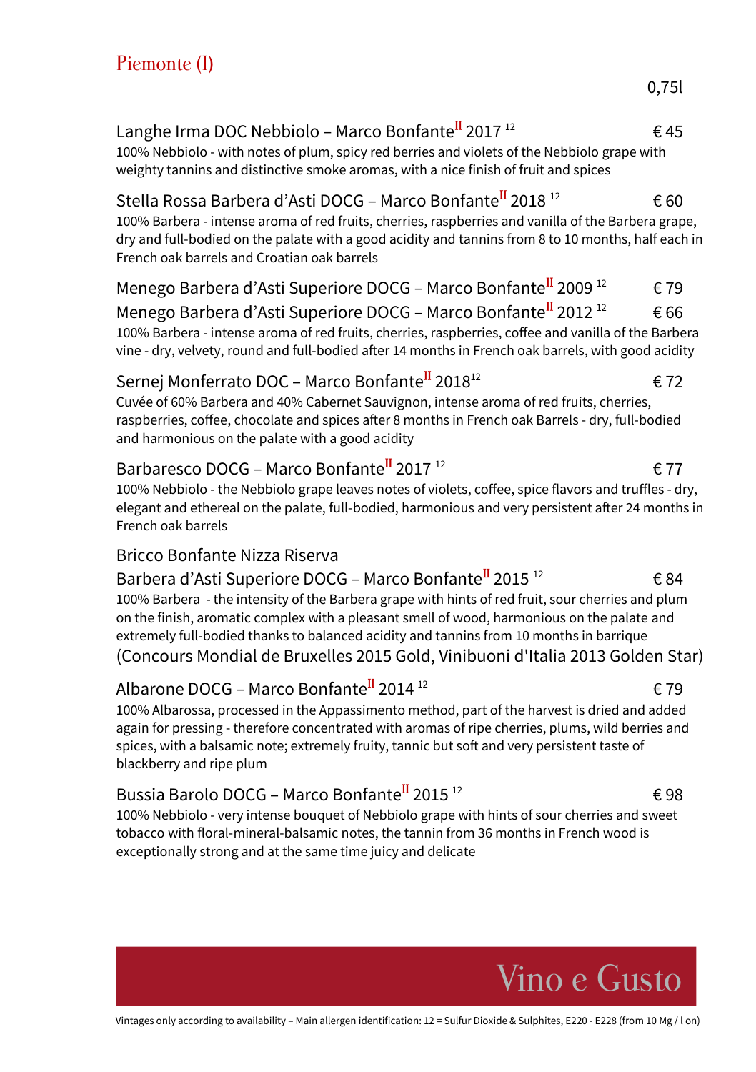# Piemonte (I)

0,75l

**Langhe Irma DOC Nebbiolo – Marco Bonfante[II] 2017 [12]** — € 45

100% Nebbiolo - with notes of plum, spicy red berries and violets of the Nebbiolo grape with weighty tannins and distinctive smoke aromas, with a nice finish of fruit and spices

**Stella Rossa Barbera d'Asti DOCG – Marco Bonfante[II] 2018 [12]** — € 60

100% Barbera - intense aroma of red fruits, cherries, raspberries and vanilla of the Barbera grape, dry and full-bodied on the palate with a good acidity and tannins from 8 to 10 months, half each in French oak barrels and Croatian oak barrels

**Menego Barbera d'Asti Superiore DOCG – Marco Bonfante[II] 2009 [12]** — € 79
**Menego Barbera d'Asti Superiore DOCG – Marco Bonfante[II] 2012 [12]** — € 66

100% Barbera - intense aroma of red fruits, cherries, raspberries, coffee and vanilla of the Barbera vine - dry, velvety, round and full-bodied after 14 months in French oak barrels, with good acidity

**Sernej Monferrato DOC – Marco Bonfante[II] 2018[12]** — € 72

Cuvée of 60% Barbera and 40% Cabernet Sauvignon, intense aroma of red fruits, cherries, raspberries, coffee, chocolate and spices after 8 months in French oak Barrels - dry, full-bodied and harmonious on the palate with a good acidity

**Barbaresco DOCG – Marco Bonfante[II] 2017 [12]** — € 77

100% Nebbiolo - the Nebbiolo grape leaves notes of violets, coffee, spice flavors and truffles - dry, elegant and ethereal on the palate, full-bodied, harmonious and very persistent after 24 months in French oak barrels

**Bricco Bonfante Nizza Riserva**
**Barbera d'Asti Superiore DOCG – Marco Bonfante[II] 2015 [12]** — € 84

100% Barbera - the intensity of the Barbera grape with hints of red fruit, sour cherries and plum on the finish, aromatic complex with a pleasant smell of wood, harmonious on the palate and extremely full-bodied thanks to balanced acidity and tannins from 10 months in barrique
(Concours Mondial de Bruxelles 2015 Gold, Vinibuoni d'Italia 2013 Golden Star)

**Albarone DOCG – Marco Bonfante[II] 2014 [12]** — € 79

100% Albarossa, processed in the Appassimento method, part of the harvest is dried and added again for pressing - therefore concentrated with aromas of ripe cherries, plums, wild berries and spices, with a balsamic note; extremely fruity, tannic but soft and very persistent taste of blackberry and ripe plum

**Bussia Barolo DOCG – Marco Bonfante[II] 2015 [12]** — € 98

100% Nebbiolo - very intense bouquet of Nebbiolo grape with hints of sour cherries and sweet tobacco with floral-mineral-balsamic notes, the tannin from 36 months in French wood is exceptionally strong and at the same time juicy and delicate

Vino e Gusto

Vintages only according to availability – Main allergen identification: 12 = Sulfur Dioxide & Sulphites, E220 - E228 (from 10 Mg / l on)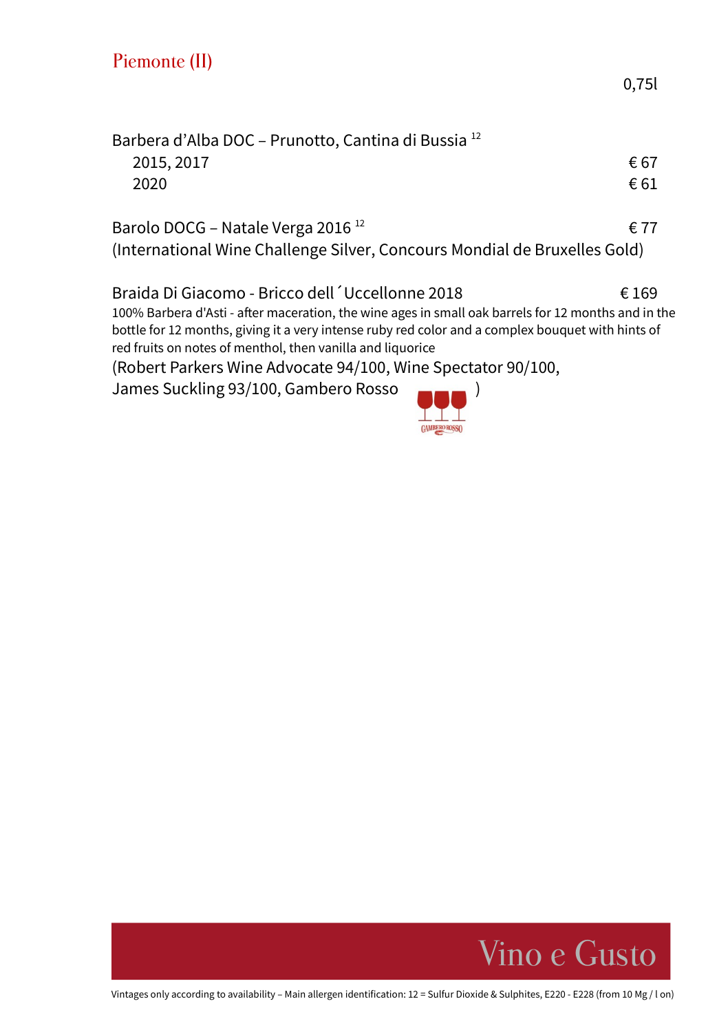# Piemonte (II)

0,75l

Barbera d'Alba DOC – Prunotto, Cantina di Bussia [12]

| | |
|---|---|
| 2015, 2017 | € 67 |
| 2020 | € 61 |

Barolo DOCG – Natale Verga 2016 [12] € 77
(International Wine Challenge Silver, Concours Mondial de Bruxelles Gold)

Braida Di Giacomo - Bricco dell´Uccellonne 2018 € 169
100% Barbera d'Asti - after maceration, the wine ages in small oak barrels for 12 months and in the bottle for 12 months, giving it a very intense ruby red color and a complex bouquet with hints of red fruits on notes of menthol, then vanilla and liquorice
(Robert Parkers Wine Advocate 94/100, Wine Spectator 90/100, James Suckling 93/100, Gambero Rosso )

Vino e Gusto

Vintages only according to availability – Main allergen identification: 12 = Sulfur Dioxide & Sulphites, E220 - E228 (from 10 Mg / l on)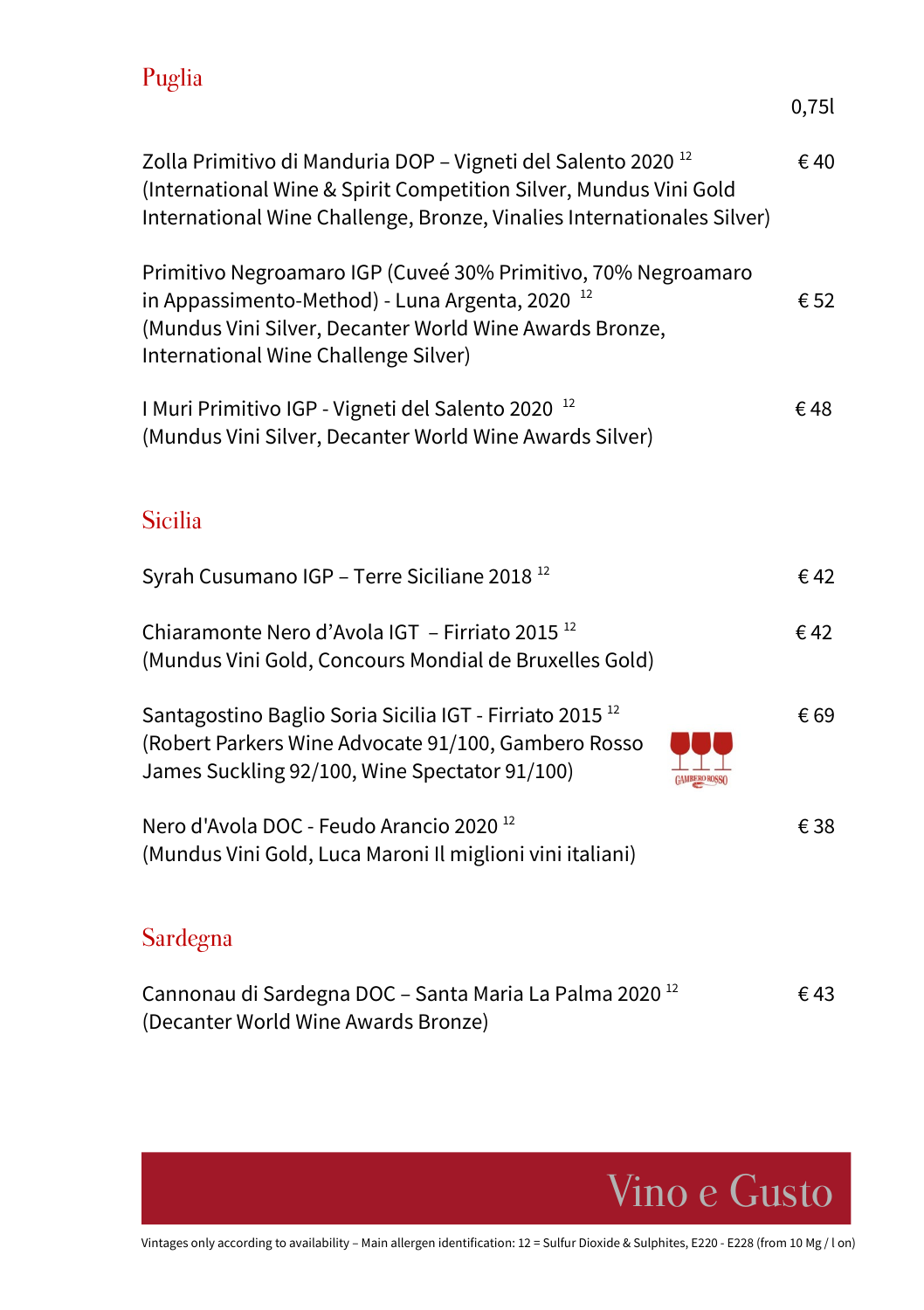## Puglia

| | 0,75l |
|---|---|
| Zolla Primitivo di Manduria DOP – Vigneti del Salento 2020 [12] (International Wine & Spirit Competition Silver, Mundus Vini Gold International Wine Challenge, Bronze, Vinalies Internationales Silver) | € 40 |
| Primitivo Negroamaro IGP (Cuveé 30% Primitivo, 70% Negroamaro in Appassimento-Method) - Luna Argenta, 2020 [12] (Mundus Vini Silver, Decanter World Wine Awards Bronze, International Wine Challenge Silver) | € 52 |
| I Muri Primitivo IGP - Vigneti del Salento 2020 [12] (Mundus Vini Silver, Decanter World Wine Awards Silver) | € 48 |

## Sicilia

| | |
|---|---|
| Syrah Cusumano IGP – Terre Siciliane 2018 [12] | € 42 |
| Chiaramonte Nero d'Avola IGT – Firriato 2015 [12] (Mundus Vini Gold, Concours Mondial de Bruxelles Gold) | € 42 |
| Santagostino Baglio Soria Sicilia IGT - Firriato 2015 [12] (Robert Parkers Wine Advocate 91/100, Gambero Rosso James Suckling 92/100, Wine Spectator 91/100) | € 69 |
| Nero d'Avola DOC - Feudo Arancio 2020 [12] (Mundus Vini Gold, Luca Maroni Il miglioni vini italiani) | € 38 |

## Sardegna

| | |
|---|---|
| Cannonau di Sardegna DOC – Santa Maria La Palma 2020 [12] (Decanter World Wine Awards Bronze) | € 43 |

Vino e Gusto

Vintages only according to availability – Main allergen identification: 12 = Sulfur Dioxide & Sulphites, E220 - E228 (from 10 Mg / l on)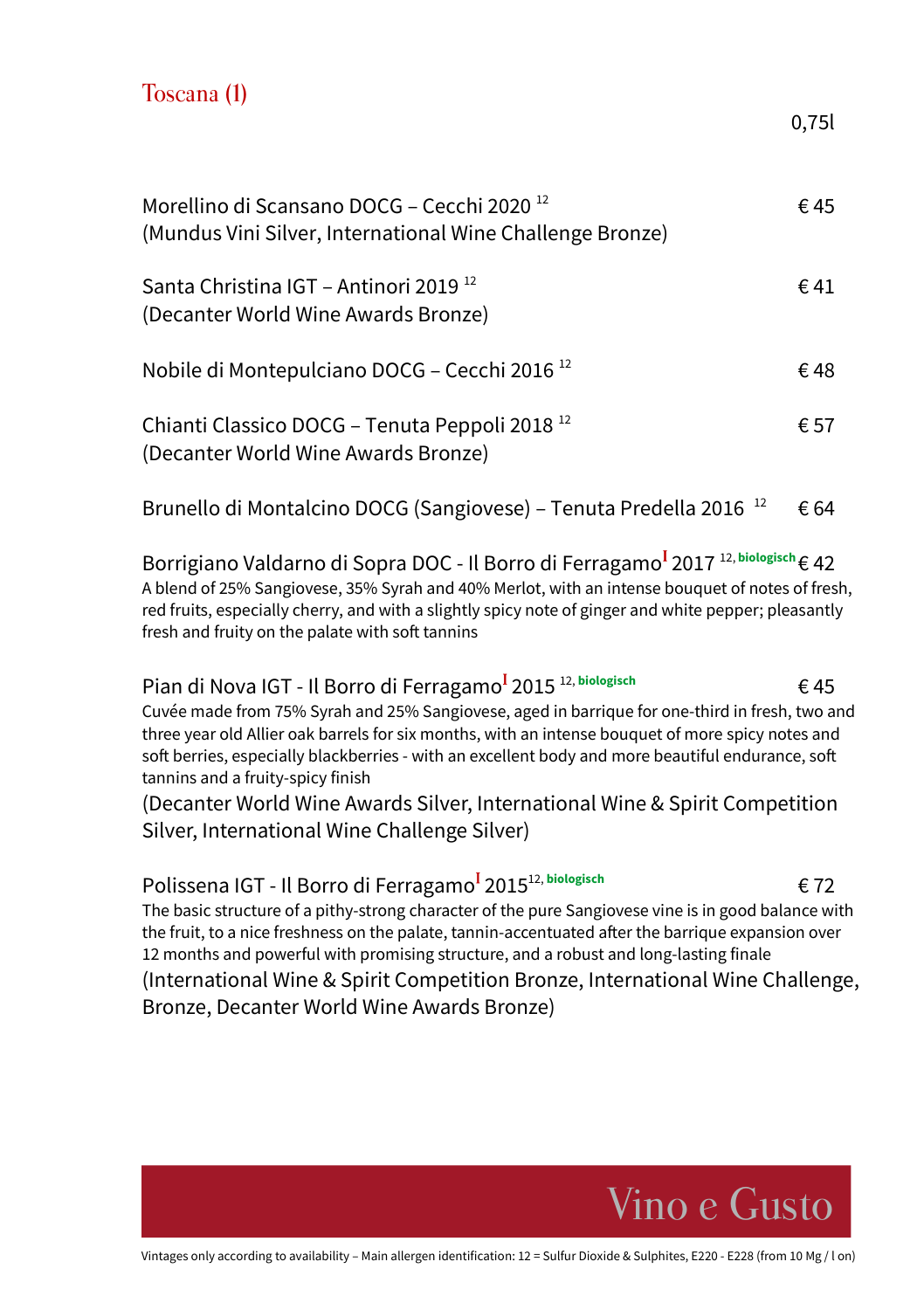## Toscana (1)

0,75l

Morellino di Scansano DOCG – Cecchi 2020 [12] — € 45
(Mundus Vini Silver, International Wine Challenge Bronze)

Santa Christina IGT – Antinori 2019 [12] — € 41
(Decanter World Wine Awards Bronze)

Nobile di Montepulciano DOCG – Cecchi 2016 [12] — € 48

Chianti Classico DOCG – Tenuta Peppoli 2018 [12] — € 57
(Decanter World Wine Awards Bronze)

Brunello di Montalcino DOCG (Sangiovese) – Tenuta Predella 2016 [12] — € 64

Borrigiano Valdarno di Sopra DOC - Il Borro di Ferragamo[I] 2017 [12, biologisch] — € 42
A blend of 25% Sangiovese, 35% Syrah and 40% Merlot, with an intense bouquet of notes of fresh, red fruits, especially cherry, and with a slightly spicy note of ginger and white pepper; pleasantly fresh and fruity on the palate with soft tannins

Pian di Nova IGT - Il Borro di Ferragamo[I] 2015 [12, biologisch] — € 45
Cuvée made from 75% Syrah and 25% Sangiovese, aged in barrique for one-third in fresh, two and three year old Allier oak barrels for six months, with an intense bouquet of more spicy notes and soft berries, especially blackberries - with an excellent body and more beautiful endurance, soft tannins and a fruity-spicy finish
(Decanter World Wine Awards Silver, International Wine & Spirit Competition Silver, International Wine Challenge Silver)

Polissena IGT - Il Borro di Ferragamo[I] 2015[12, biologisch] — € 72
The basic structure of a pithy-strong character of the pure Sangiovese vine is in good balance with the fruit, to a nice freshness on the palate, tannin-accentuated after the barrique expansion over 12 months and powerful with promising structure, and a robust and long-lasting finale
(International Wine & Spirit Competition Bronze, International Wine Challenge, Bronze, Decanter World Wine Awards Bronze)

Vino e Gusto

Vintages only according to availability – Main allergen identification: 12 = Sulfur Dioxide & Sulphites, E220 - E228 (from 10 Mg / l on)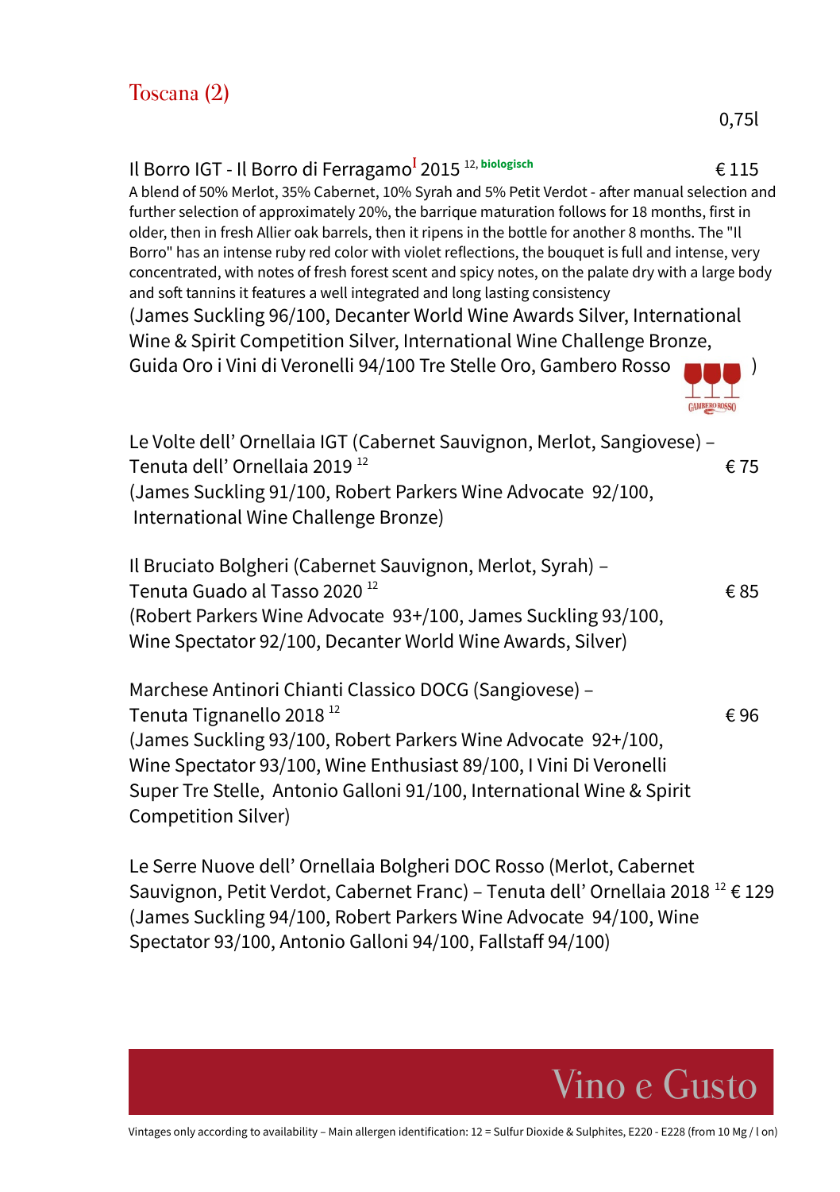## Toscana (2)

0,75l

**Il Borro IGT - Il Borro di Ferragamo[I] 2015** [12, biologisch] € 115

A blend of 50% Merlot, 35% Cabernet, 10% Syrah and 5% Petit Verdot - after manual selection and further selection of approximately 20%, the barrique maturation follows for 18 months, first in older, then in fresh Allier oak barrels, then it ripens in the bottle for another 8 months. The "Il Borro" has an intense ruby red color with violet reflections, the bouquet is full and intense, very concentrated, with notes of fresh forest scent and spicy notes, on the palate dry with a large body and soft tannins it features a well integrated and long lasting consistency
(James Suckling 96/100, Decanter World Wine Awards Silver, International Wine & Spirit Competition Silver, International Wine Challenge Bronze, Guida Oro i Vini di Veronelli 94/100 Tre Stelle Oro, Gambero Rosso )

Le Volte dell' Ornellaia IGT (Cabernet Sauvignon, Merlot, Sangiovese) – Tenuta dell' Ornellaia 2019 [12] € 75
(James Suckling 91/100, Robert Parkers Wine Advocate 92/100, International Wine Challenge Bronze)

Il Bruciato Bolgheri (Cabernet Sauvignon, Merlot, Syrah) – Tenuta Guado al Tasso 2020 [12] € 85
(Robert Parkers Wine Advocate 93+/100, James Suckling 93/100, Wine Spectator 92/100, Decanter World Wine Awards, Silver)

Marchese Antinori Chianti Classico DOCG (Sangiovese) – Tenuta Tignanello 2018 [12] € 96
(James Suckling 93/100, Robert Parkers Wine Advocate 92+/100, Wine Spectator 93/100, Wine Enthusiast 89/100, I Vini Di Veronelli Super Tre Stelle, Antonio Galloni 91/100, International Wine & Spirit Competition Silver)

Le Serre Nuove dell' Ornellaia Bolgheri DOC Rosso (Merlot, Cabernet Sauvignon, Petit Verdot, Cabernet Franc) – Tenuta dell' Ornellaia 2018 [12] € 129
(James Suckling 94/100, Robert Parkers Wine Advocate 94/100, Wine Spectator 93/100, Antonio Galloni 94/100, Fallstaff 94/100)

Vino e Gusto

Vintages only according to availability – Main allergen identification: 12 = Sulfur Dioxide & Sulphites, E220 - E228 (from 10 Mg / l on)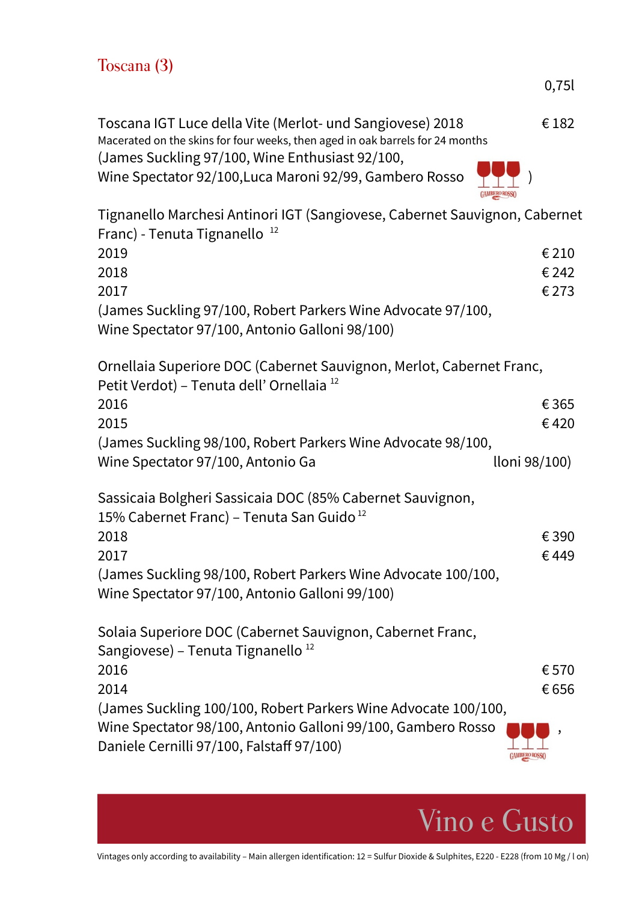## Toscana (3)

0,75l

Toscana IGT Luce della Vite (Merlot- und Sangiovese) 2018 — € 182
Macerated on the skins for four weeks, then aged in oak barrels for 24 months
(James Suckling 97/100, Wine Enthusiast 92/100,
Wine Spectator 92/100,Luca Maroni 92/99, Gambero Rosso )

Tignanello Marchesi Antinori IGT (Sangiovese, Cabernet Sauvignon, Cabernet Franc) - Tenuta Tignanello [12]

| | |
|---|---|
| 2019 | € 210 |
| 2018 | € 242 |
| 2017 | € 273 |

(James Suckling 97/100, Robert Parkers Wine Advocate 97/100,
Wine Spectator 97/100, Antonio Galloni 98/100)

Ornellaia Superiore DOC (Cabernet Sauvignon, Merlot, Cabernet Franc, Petit Verdot) – Tenuta dell' Ornellaia [12]

| | |
|---|---|
| 2016 | € 365 |
| 2015 | € 420 |

(James Suckling 98/100, Robert Parkers Wine Advocate 98/100,
Wine Spectator 97/100, Antonio Galloni 98/100)

Sassicaia Bolgheri Sassicaia DOC (85% Cabernet Sauvignon, 15% Cabernet Franc) – Tenuta San Guido [12]

| | |
|---|---|
| 2018 | € 390 |
| 2017 | € 449 |

(James Suckling 98/100, Robert Parkers Wine Advocate 100/100,
Wine Spectator 97/100, Antonio Galloni 99/100)

Solaia Superiore DOC (Cabernet Sauvignon, Cabernet Franc, Sangiovese) – Tenuta Tignanello [12]

| | |
|---|---|
| 2016 | € 570 |
| 2014 | € 656 |

(James Suckling 100/100, Robert Parkers Wine Advocate 100/100,
Wine Spectator 98/100, Antonio Galloni 99/100, Gambero Rosso ,
Daniele Cernilli 97/100, Falstaff 97/100)

Vino e Gusto

Vintages only according to availability – Main allergen identification: 12 = Sulfur Dioxide & Sulphites, E220 - E228 (from 10 Mg / l on)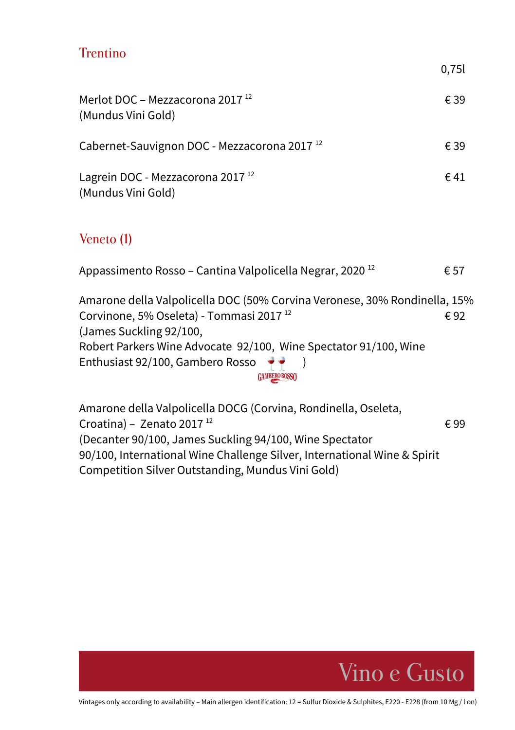## Trentino

| | 0,75l |
|---|---|
| Merlot DOC – Mezzacorona 2017 [12] (Mundus Vini Gold) | € 39 |
| Cabernet-Sauvignon DOC - Mezzacorona 2017 [12] | € 39 |
| Lagrein DOC - Mezzacorona 2017 [12] (Mundus Vini Gold) | € 41 |

## Veneto (1)

| | |
|---|---|
| Appassimento Rosso – Cantina Valpolicella Negrar, 2020 [12] | € 57 |
| Amarone della Valpolicella DOC (50% Corvina Veronese, 30% Rondinella, 15% Corvinone, 5% Oseleta) - Tommasi 2017 [12] (James Suckling 92/100, Robert Parkers Wine Advocate 92/100, Wine Spectator 91/100, Wine Enthusiast 92/100, Gambero Rosso 🍷🍷 ) | € 92 |
| Amarone della Valpolicella DOCG (Corvina, Rondinella, Oseleta, Croatina) – Zenato 2017 [12] (Decanter 90/100, James Suckling 94/100, Wine Spectator 90/100, International Wine Challenge Silver, International Wine & Spirit Competition Silver Outstanding, Mundus Vini Gold) | € 99 |

Vino e Gusto

Vintages only according to availability – Main allergen identification: 12 = Sulfur Dioxide & Sulphites, E220 - E228 (from 10 Mg / l on)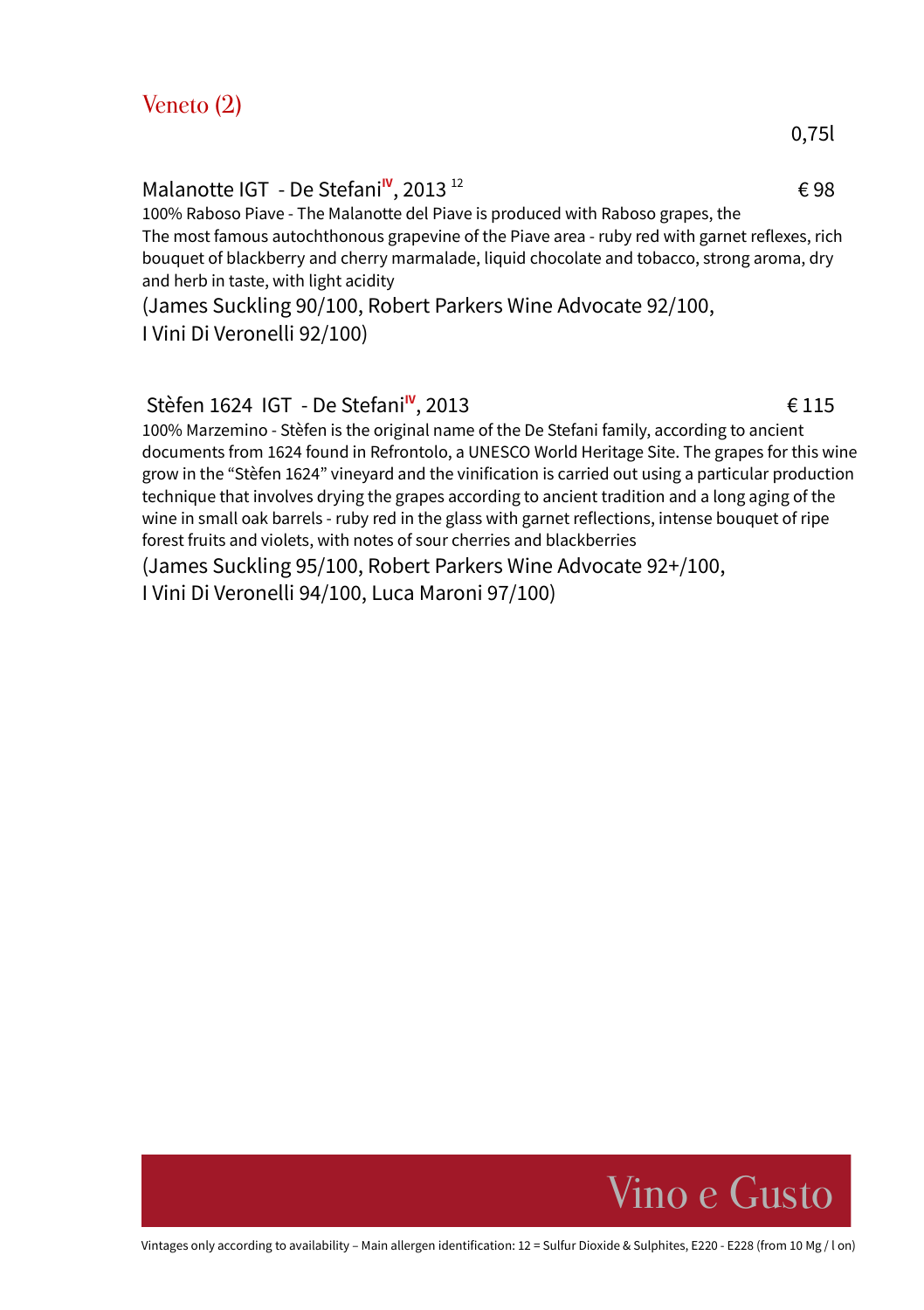## Veneto (2)

0,75l

**Malanotte IGT - De Stefani[IV], 2013** [12] — € 98

100% Raboso Piave - The Malanotte del Piave is produced with Raboso grapes, the The most famous autochthonous grapevine of the Piave area - ruby red with garnet reflexes, rich bouquet of blackberry and cherry marmalade, liquid chocolate and tobacco, strong aroma, dry and herb in taste, with light acidity

(James Suckling 90/100, Robert Parkers Wine Advocate 92/100, I Vini Di Veronelli 92/100)

**Stèfen 1624 IGT - De Stefani[IV], 2013** — € 115

100% Marzemino - Stèfen is the original name of the De Stefani family, according to ancient documents from 1624 found in Refrontolo, a UNESCO World Heritage Site. The grapes for this wine grow in the “Stèfen 1624” vineyard and the vinification is carried out using a particular production technique that involves drying the grapes according to ancient tradition and a long aging of the wine in small oak barrels - ruby red in the glass with garnet reflections, intense bouquet of ripe forest fruits and violets, with notes of sour cherries and blackberries

(James Suckling 95/100, Robert Parkers Wine Advocate 92+/100, I Vini Di Veronelli 94/100, Luca Maroni 97/100)

Vino e Gusto

Vintages only according to availability – Main allergen identification: 12 = Sulfur Dioxide & Sulphites, E220 - E228 (from 10 Mg / l on)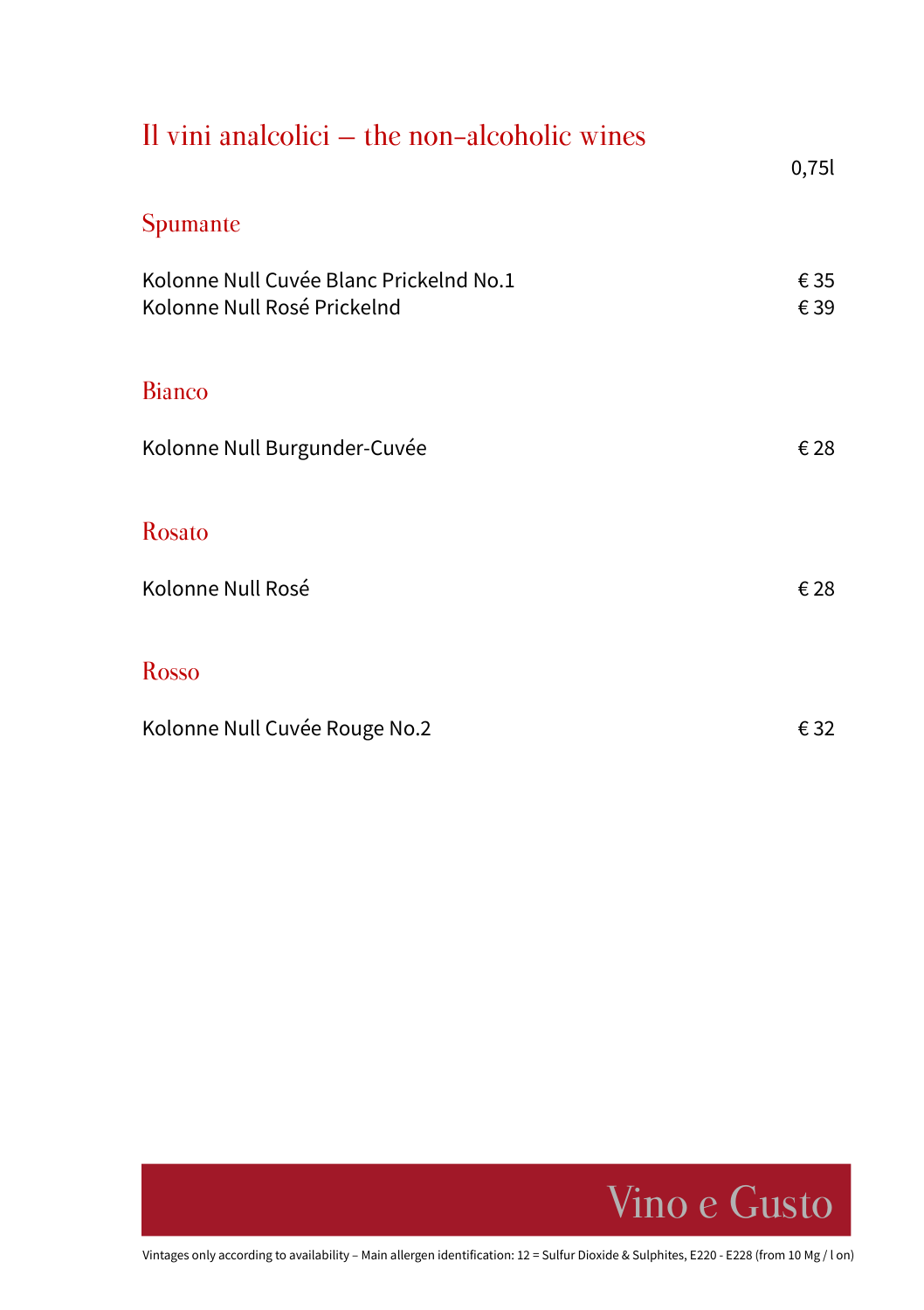# Il vini analcolici – the non-alcoholic wines

0,75l

## Spumante

| | |
|---|---|
| Kolonne Null Cuvée Blanc Prickelnd No.1 | € 35 |
| Kolonne Null Rosé Prickelnd | € 39 |

## Bianco

| | |
|---|---|
| Kolonne Null Burgunder-Cuvée | € 28 |

## Rosato

| | |
|---|---|
| Kolonne Null Rosé | € 28 |

## Rosso

| | |
|---|---|
| Kolonne Null Cuvée Rouge No.2 | € 32 |

Vino e Gusto

Vintages only according to availability – Main allergen identification: 12 = Sulfur Dioxide & Sulphites, E220 - E228 (from 10 Mg / l on)